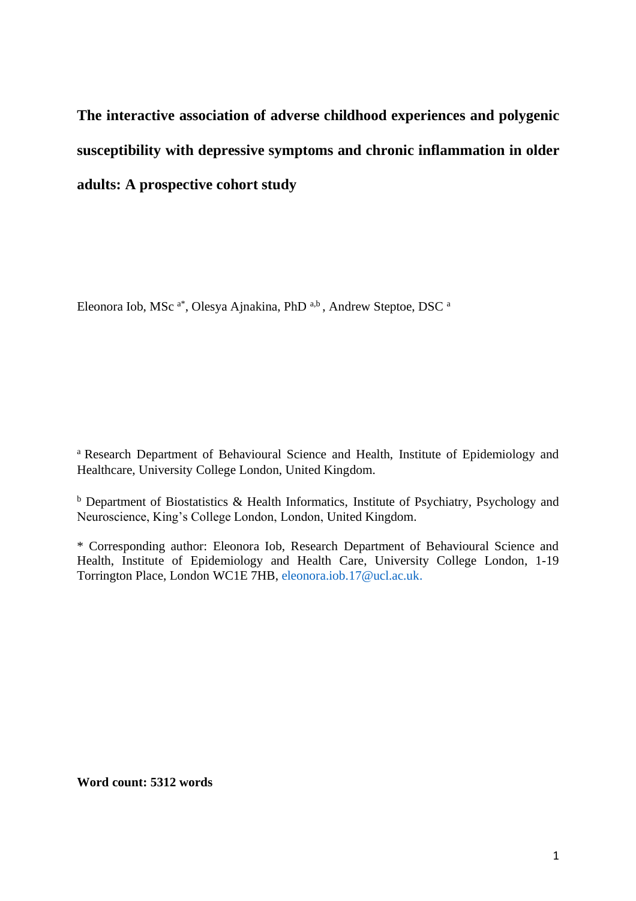# The interactive association of adverse childhood experiences and polygenic susceptibility with depressive symptoms and chronic inflammation in older adults: A prospective cohort study

Eleonora Iob, MSc [a*], Olesya Ajnakina, PhD [a,b], Andrew Steptoe, DSC [a]

[a] Research Department of Behavioural Science and Health, Institute of Epidemiology and Healthcare, University College London, United Kingdom.

[b] Department of Biostatistics & Health Informatics, Institute of Psychiatry, Psychology and Neuroscience, King's College London, London, United Kingdom.

* Corresponding author: Eleonora Iob, Research Department of Behavioural Science and Health, Institute of Epidemiology and Health Care, University College London, 1-19 Torrington Place, London WC1E 7HB, eleonora.iob.17@ucl.ac.uk.

**Word count: 5312 words**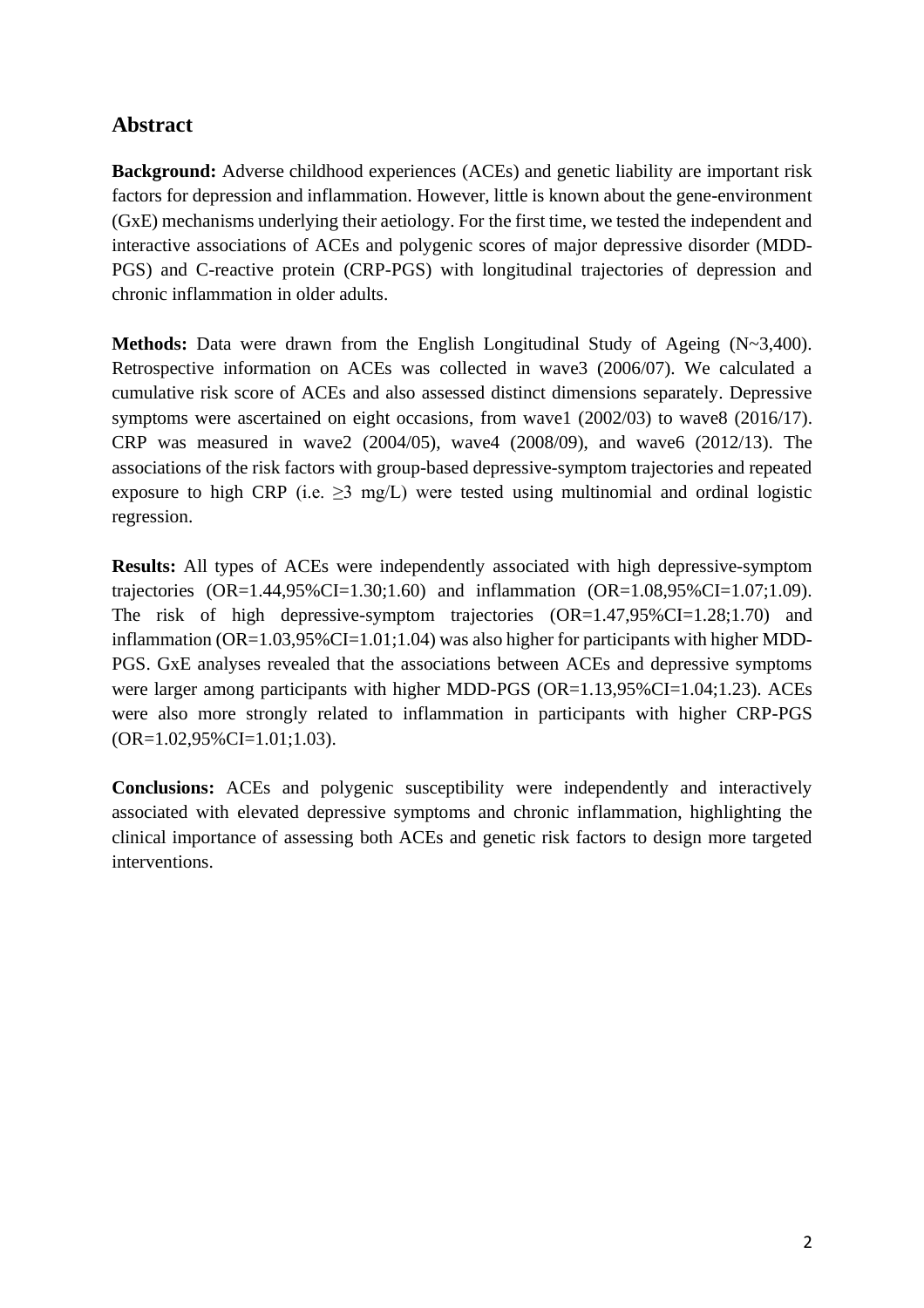## Abstract

**Background:** Adverse childhood experiences (ACEs) and genetic liability are important risk factors for depression and inflammation. However, little is known about the gene-environment (GxE) mechanisms underlying their aetiology. For the first time, we tested the independent and interactive associations of ACEs and polygenic scores of major depressive disorder (MDD-PGS) and C-reactive protein (CRP-PGS) with longitudinal trajectories of depression and chronic inflammation in older adults.

**Methods:** Data were drawn from the English Longitudinal Study of Ageing (N~3,400). Retrospective information on ACEs was collected in wave3 (2006/07). We calculated a cumulative risk score of ACEs and also assessed distinct dimensions separately. Depressive symptoms were ascertained on eight occasions, from wave1 (2002/03) to wave8 (2016/17). CRP was measured in wave2 (2004/05), wave4 (2008/09), and wave6 (2012/13). The associations of the risk factors with group-based depressive-symptom trajectories and repeated exposure to high CRP (i.e. $\geq$3 mg/L) were tested using multinomial and ordinal logistic regression.

**Results:** All types of ACEs were independently associated with high depressive-symptom trajectories (OR=1.44,95%CI=1.30;1.60) and inflammation (OR=1.08,95%CI=1.07;1.09). The risk of high depressive-symptom trajectories (OR=1.47,95%CI=1.28;1.70) and inflammation (OR=1.03,95%CI=1.01;1.04) was also higher for participants with higher MDD-PGS. GxE analyses revealed that the associations between ACEs and depressive symptoms were larger among participants with higher MDD-PGS (OR=1.13,95%CI=1.04;1.23). ACEs were also more strongly related to inflammation in participants with higher CRP-PGS (OR=1.02,95%CI=1.01;1.03).

**Conclusions:** ACEs and polygenic susceptibility were independently and interactively associated with elevated depressive symptoms and chronic inflammation, highlighting the clinical importance of assessing both ACEs and genetic risk factors to design more targeted interventions.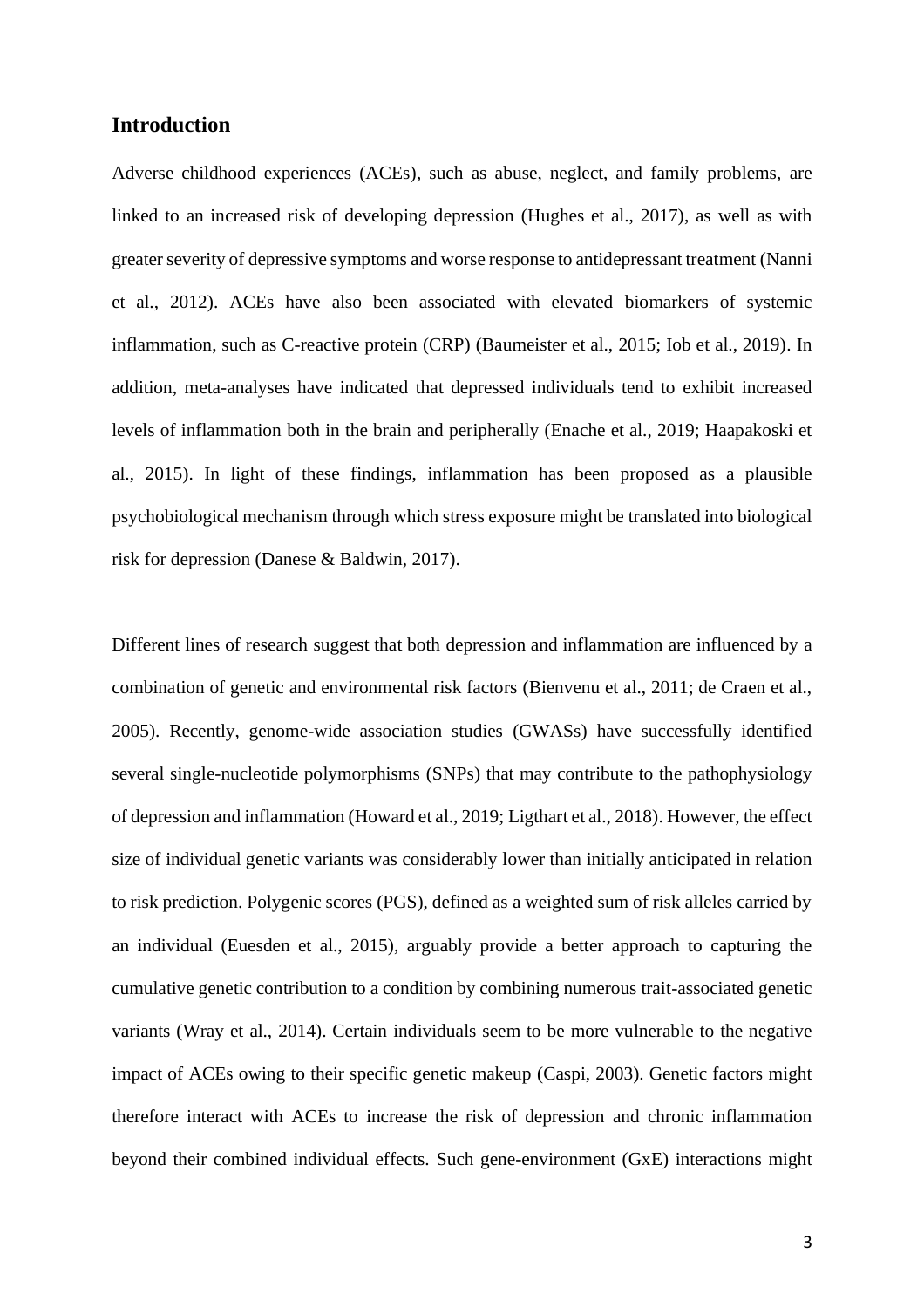## Introduction

Adverse childhood experiences (ACEs), such as abuse, neglect, and family problems, are linked to an increased risk of developing depression (Hughes et al., 2017), as well as with greater severity of depressive symptoms and worse response to antidepressant treatment (Nanni et al., 2012). ACEs have also been associated with elevated biomarkers of systemic inflammation, such as C-reactive protein (CRP) (Baumeister et al., 2015; Iob et al., 2019). In addition, meta-analyses have indicated that depressed individuals tend to exhibit increased levels of inflammation both in the brain and peripherally (Enache et al., 2019; Haapakoski et al., 2015). In light of these findings, inflammation has been proposed as a plausible psychobiological mechanism through which stress exposure might be translated into biological risk for depression (Danese & Baldwin, 2017).

Different lines of research suggest that both depression and inflammation are influenced by a combination of genetic and environmental risk factors (Bienvenu et al., 2011; de Craen et al., 2005). Recently, genome-wide association studies (GWASs) have successfully identified several single-nucleotide polymorphisms (SNPs) that may contribute to the pathophysiology of depression and inflammation (Howard et al., 2019; Ligthart et al., 2018). However, the effect size of individual genetic variants was considerably lower than initially anticipated in relation to risk prediction. Polygenic scores (PGS), defined as a weighted sum of risk alleles carried by an individual (Euesden et al., 2015), arguably provide a better approach to capturing the cumulative genetic contribution to a condition by combining numerous trait-associated genetic variants (Wray et al., 2014). Certain individuals seem to be more vulnerable to the negative impact of ACEs owing to their specific genetic makeup (Caspi, 2003). Genetic factors might therefore interact with ACEs to increase the risk of depression and chronic inflammation beyond their combined individual effects. Such gene-environment (GxE) interactions might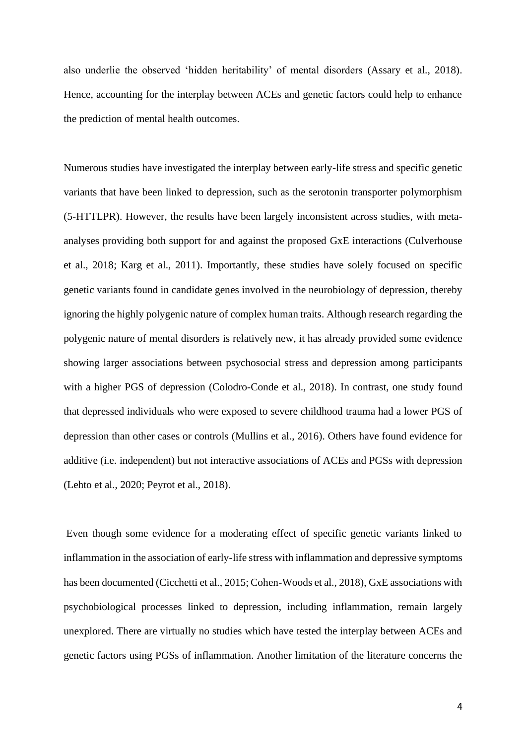also underlie the observed 'hidden heritability' of mental disorders (Assary et al., 2018). Hence, accounting for the interplay between ACEs and genetic factors could help to enhance the prediction of mental health outcomes.

Numerous studies have investigated the interplay between early-life stress and specific genetic variants that have been linked to depression, such as the serotonin transporter polymorphism (5-HTTLPR). However, the results have been largely inconsistent across studies, with meta-analyses providing both support for and against the proposed GxE interactions (Culverhouse et al., 2018; Karg et al., 2011). Importantly, these studies have solely focused on specific genetic variants found in candidate genes involved in the neurobiology of depression, thereby ignoring the highly polygenic nature of complex human traits. Although research regarding the polygenic nature of mental disorders is relatively new, it has already provided some evidence showing larger associations between psychosocial stress and depression among participants with a higher PGS of depression (Colodro-Conde et al., 2018). In contrast, one study found that depressed individuals who were exposed to severe childhood trauma had a lower PGS of depression than other cases or controls (Mullins et al., 2016). Others have found evidence for additive (i.e. independent) but not interactive associations of ACEs and PGSs with depression (Lehto et al., 2020; Peyrot et al., 2018).

Even though some evidence for a moderating effect of specific genetic variants linked to inflammation in the association of early-life stress with inflammation and depressive symptoms has been documented (Cicchetti et al., 2015; Cohen-Woods et al., 2018), GxE associations with psychobiological processes linked to depression, including inflammation, remain largely unexplored. There are virtually no studies which have tested the interplay between ACEs and genetic factors using PGSs of inflammation. Another limitation of the literature concerns the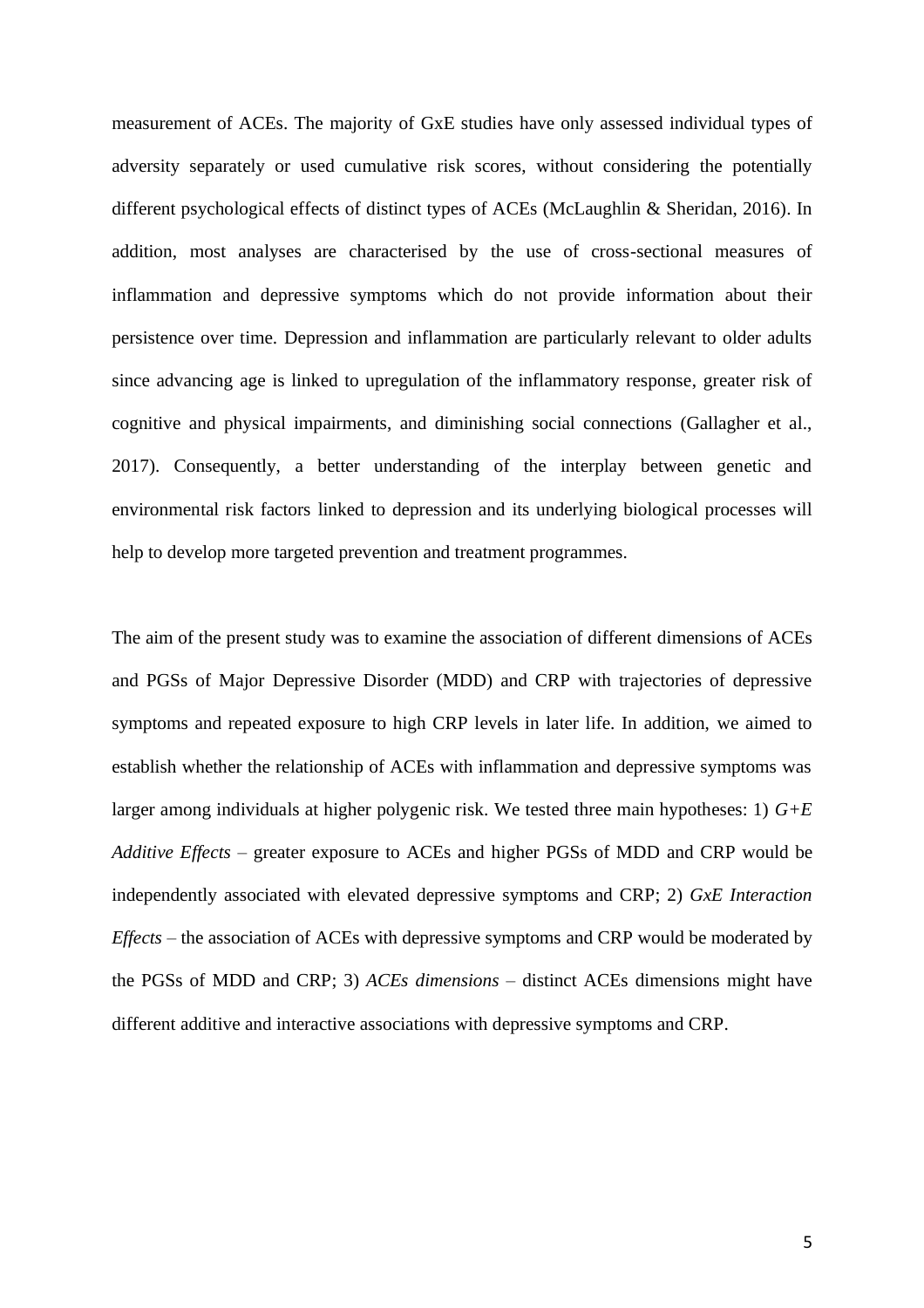measurement of ACEs. The majority of GxE studies have only assessed individual types of adversity separately or used cumulative risk scores, without considering the potentially different psychological effects of distinct types of ACEs (McLaughlin & Sheridan, 2016). In addition, most analyses are characterised by the use of cross-sectional measures of inflammation and depressive symptoms which do not provide information about their persistence over time. Depression and inflammation are particularly relevant to older adults since advancing age is linked to upregulation of the inflammatory response, greater risk of cognitive and physical impairments, and diminishing social connections (Gallagher et al., 2017). Consequently, a better understanding of the interplay between genetic and environmental risk factors linked to depression and its underlying biological processes will help to develop more targeted prevention and treatment programmes.

The aim of the present study was to examine the association of different dimensions of ACEs and PGSs of Major Depressive Disorder (MDD) and CRP with trajectories of depressive symptoms and repeated exposure to high CRP levels in later life. In addition, we aimed to establish whether the relationship of ACEs with inflammation and depressive symptoms was larger among individuals at higher polygenic risk. We tested three main hypotheses: 1) *G+E Additive Effects* – greater exposure to ACEs and higher PGSs of MDD and CRP would be independently associated with elevated depressive symptoms and CRP; 2) *GxE Interaction Effects* – the association of ACEs with depressive symptoms and CRP would be moderated by the PGSs of MDD and CRP; 3) *ACEs dimensions* – distinct ACEs dimensions might have different additive and interactive associations with depressive symptoms and CRP.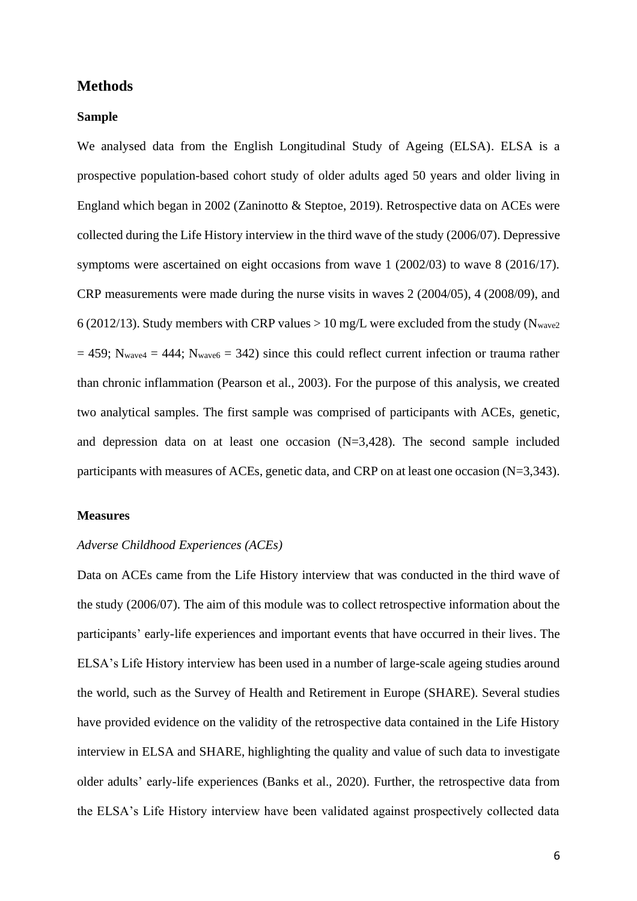## Methods

### Sample

We analysed data from the English Longitudinal Study of Ageing (ELSA). ELSA is a prospective population-based cohort study of older adults aged 50 years and older living in England which began in 2002 (Zaninotto & Steptoe, 2019). Retrospective data on ACEs were collected during the Life History interview in the third wave of the study (2006/07). Depressive symptoms were ascertained on eight occasions from wave 1 (2002/03) to wave 8 (2016/17). CRP measurements were made during the nurse visits in waves 2 (2004/05), 4 (2008/09), and 6 (2012/13). Study members with CRP values > 10 mg/L were excluded from the study ($N_{wave2} = 459$; $N_{wave4} = 444$; $N_{wave6} = 342$) since this could reflect current infection or trauma rather than chronic inflammation (Pearson et al., 2003). For the purpose of this analysis, we created two analytical samples. The first sample was comprised of participants with ACEs, genetic, and depression data on at least one occasion (N=3,428). The second sample included participants with measures of ACEs, genetic data, and CRP on at least one occasion (N=3,343).

### Measures

*Adverse Childhood Experiences (ACEs)*

Data on ACEs came from the Life History interview that was conducted in the third wave of the study (2006/07). The aim of this module was to collect retrospective information about the participants' early-life experiences and important events that have occurred in their lives. The ELSA's Life History interview has been used in a number of large-scale ageing studies around the world, such as the Survey of Health and Retirement in Europe (SHARE). Several studies have provided evidence on the validity of the retrospective data contained in the Life History interview in ELSA and SHARE, highlighting the quality and value of such data to investigate older adults' early-life experiences (Banks et al., 2020). Further, the retrospective data from the ELSA's Life History interview have been validated against prospectively collected data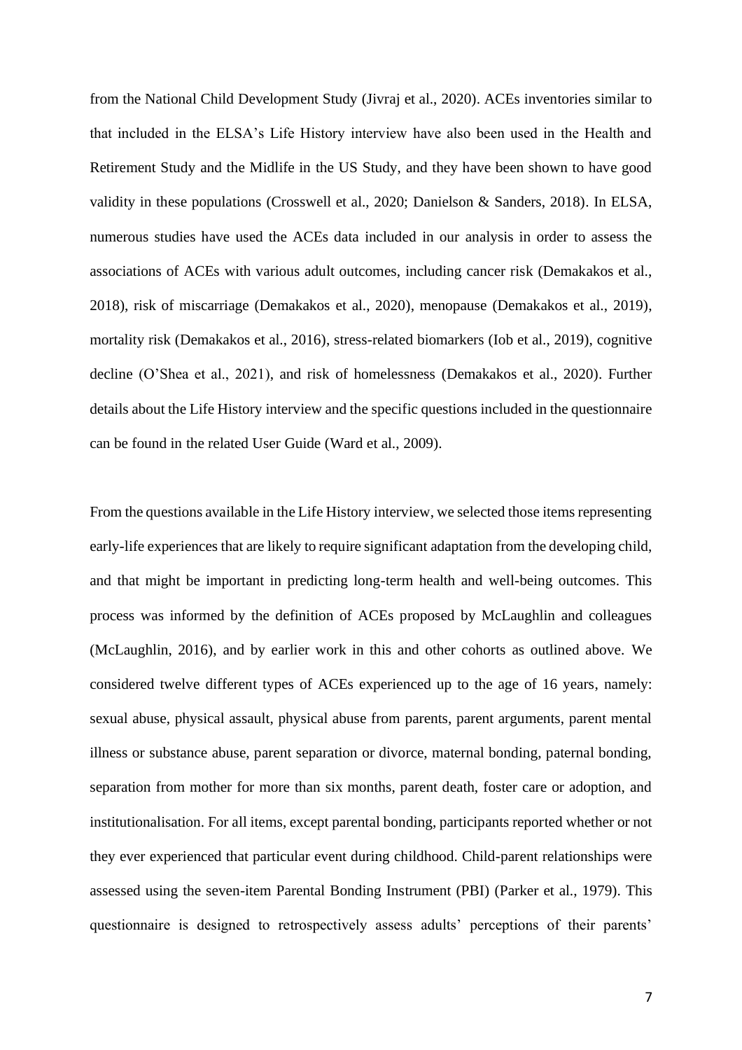from the National Child Development Study (Jivraj et al., 2020). ACEs inventories similar to that included in the ELSA's Life History interview have also been used in the Health and Retirement Study and the Midlife in the US Study, and they have been shown to have good validity in these populations (Crosswell et al., 2020; Danielson & Sanders, 2018). In ELSA, numerous studies have used the ACEs data included in our analysis in order to assess the associations of ACEs with various adult outcomes, including cancer risk (Demakakos et al., 2018), risk of miscarriage (Demakakos et al., 2020), menopause (Demakakos et al., 2019), mortality risk (Demakakos et al., 2016), stress-related biomarkers (Iob et al., 2019), cognitive decline (O'Shea et al., 2021), and risk of homelessness (Demakakos et al., 2020). Further details about the Life History interview and the specific questions included in the questionnaire can be found in the related User Guide (Ward et al., 2009).

From the questions available in the Life History interview, we selected those items representing early-life experiences that are likely to require significant adaptation from the developing child, and that might be important in predicting long-term health and well-being outcomes. This process was informed by the definition of ACEs proposed by McLaughlin and colleagues (McLaughlin, 2016), and by earlier work in this and other cohorts as outlined above. We considered twelve different types of ACEs experienced up to the age of 16 years, namely: sexual abuse, physical assault, physical abuse from parents, parent arguments, parent mental illness or substance abuse, parent separation or divorce, maternal bonding, paternal bonding, separation from mother for more than six months, parent death, foster care or adoption, and institutionalisation. For all items, except parental bonding, participants reported whether or not they ever experienced that particular event during childhood. Child-parent relationships were assessed using the seven-item Parental Bonding Instrument (PBI) (Parker et al., 1979). This questionnaire is designed to retrospectively assess adults' perceptions of their parents'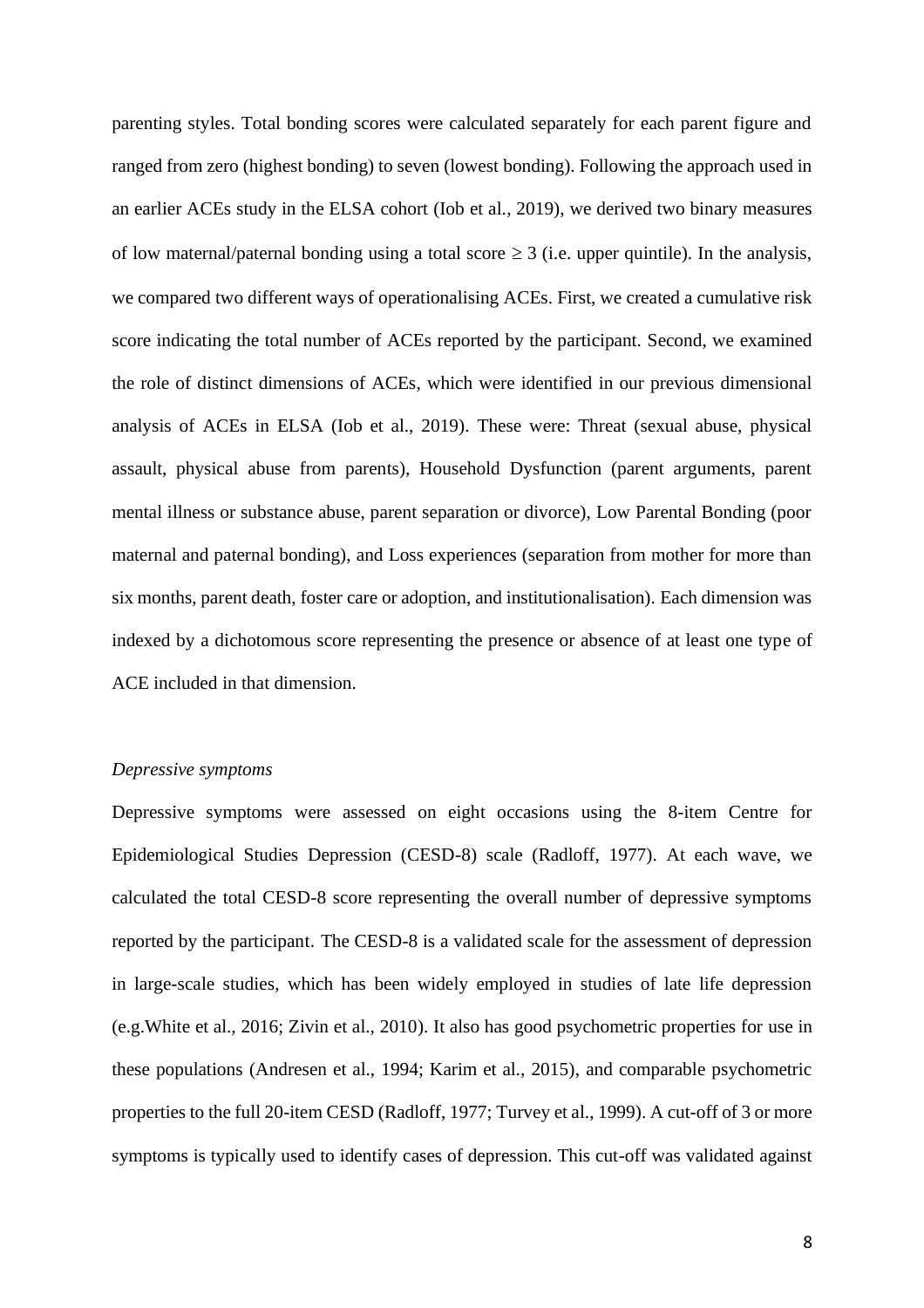parenting styles. Total bonding scores were calculated separately for each parent figure and ranged from zero (highest bonding) to seven (lowest bonding). Following the approach used in an earlier ACEs study in the ELSA cohort (Iob et al., 2019), we derived two binary measures of low maternal/paternal bonding using a total score $\geq 3$ (i.e. upper quintile). In the analysis, we compared two different ways of operationalising ACEs. First, we created a cumulative risk score indicating the total number of ACEs reported by the participant. Second, we examined the role of distinct dimensions of ACEs, which were identified in our previous dimensional analysis of ACEs in ELSA (Iob et al., 2019). These were: Threat (sexual abuse, physical assault, physical abuse from parents), Household Dysfunction (parent arguments, parent mental illness or substance abuse, parent separation or divorce), Low Parental Bonding (poor maternal and paternal bonding), and Loss experiences (separation from mother for more than six months, parent death, foster care or adoption, and institutionalisation). Each dimension was indexed by a dichotomous score representing the presence or absence of at least one type of ACE included in that dimension.

*Depressive symptoms*

Depressive symptoms were assessed on eight occasions using the 8-item Centre for Epidemiological Studies Depression (CESD-8) scale (Radloff, 1977). At each wave, we calculated the total CESD-8 score representing the overall number of depressive symptoms reported by the participant. The CESD-8 is a validated scale for the assessment of depression in large-scale studies, which has been widely employed in studies of late life depression (e.g.White et al., 2016; Zivin et al., 2010). It also has good psychometric properties for use in these populations (Andresen et al., 1994; Karim et al., 2015), and comparable psychometric properties to the full 20-item CESD (Radloff, 1977; Turvey et al., 1999). A cut-off of 3 or more symptoms is typically used to identify cases of depression. This cut-off was validated against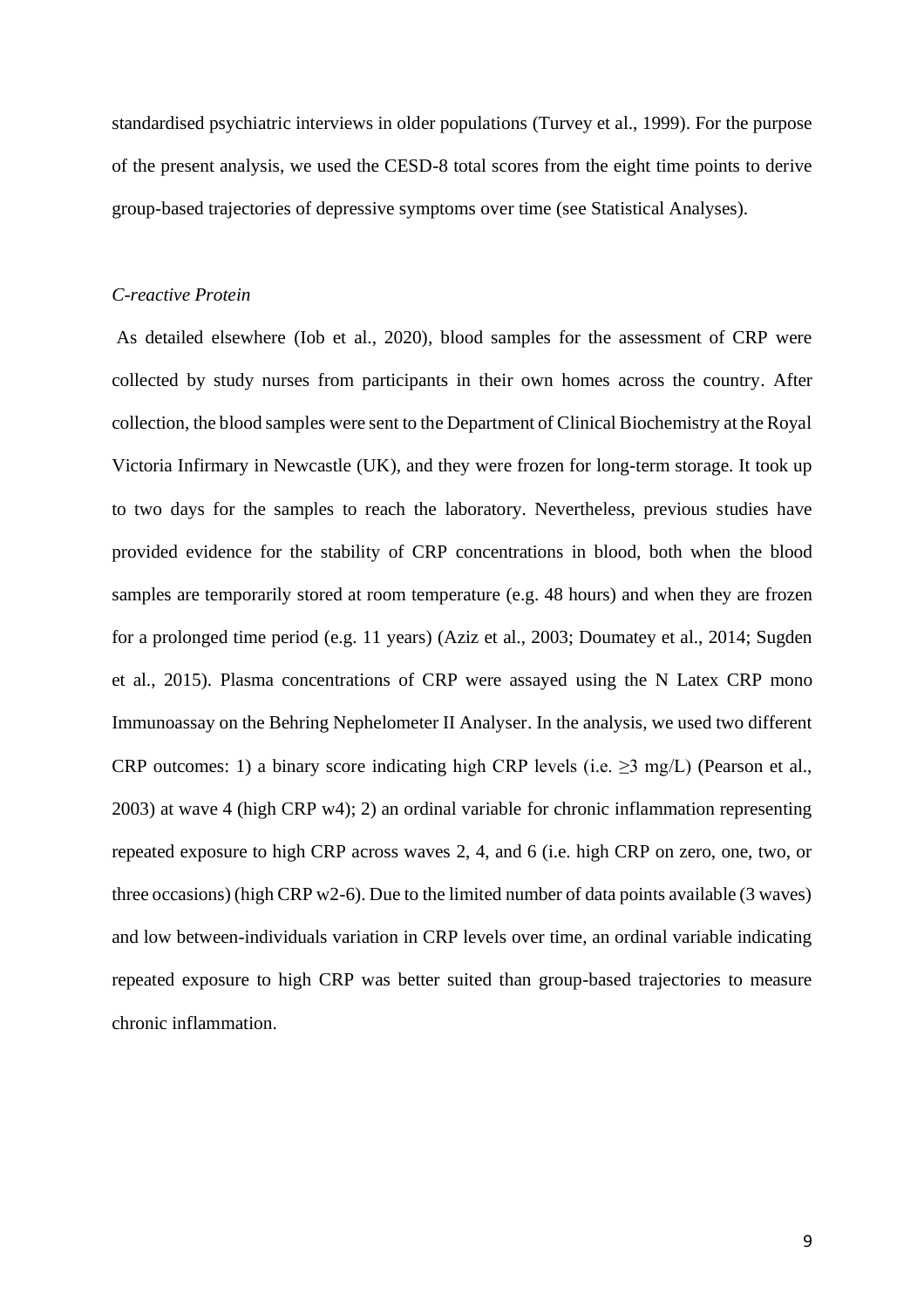standardised psychiatric interviews in older populations (Turvey et al., 1999). For the purpose of the present analysis, we used the CESD-8 total scores from the eight time points to derive group-based trajectories of depressive symptoms over time (see Statistical Analyses).

*C-reactive Protein*

As detailed elsewhere (Iob et al., 2020), blood samples for the assessment of CRP were collected by study nurses from participants in their own homes across the country. After collection, the blood samples were sent to the Department of Clinical Biochemistry at the Royal Victoria Infirmary in Newcastle (UK), and they were frozen for long-term storage. It took up to two days for the samples to reach the laboratory. Nevertheless, previous studies have provided evidence for the stability of CRP concentrations in blood, both when the blood samples are temporarily stored at room temperature (e.g. 48 hours) and when they are frozen for a prolonged time period (e.g. 11 years) (Aziz et al., 2003; Doumatey et al., 2014; Sugden et al., 2015). Plasma concentrations of CRP were assayed using the N Latex CRP mono Immunoassay on the Behring Nephelometer II Analyser. In the analysis, we used two different CRP outcomes: 1) a binary score indicating high CRP levels (i.e. $\geq$3 mg/L) (Pearson et al., 2003) at wave 4 (high CRP w4); 2) an ordinal variable for chronic inflammation representing repeated exposure to high CRP across waves 2, 4, and 6 (i.e. high CRP on zero, one, two, or three occasions) (high CRP w2-6). Due to the limited number of data points available (3 waves) and low between-individuals variation in CRP levels over time, an ordinal variable indicating repeated exposure to high CRP was better suited than group-based trajectories to measure chronic inflammation.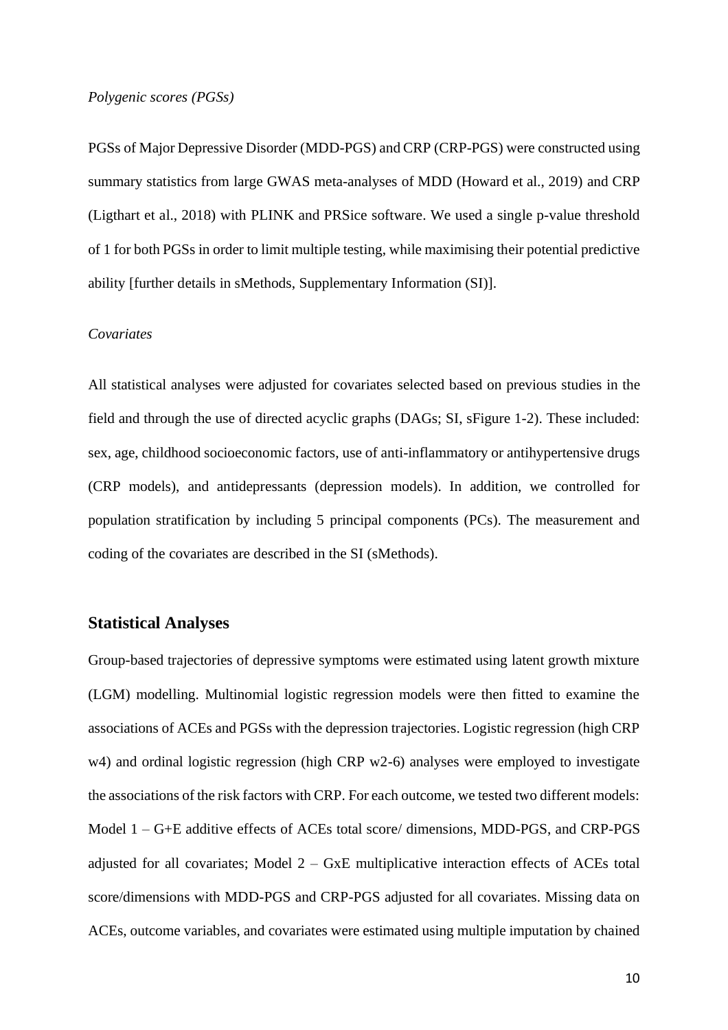*Polygenic scores (PGSs)*

PGSs of Major Depressive Disorder (MDD-PGS) and CRP (CRP-PGS) were constructed using summary statistics from large GWAS meta-analyses of MDD (Howard et al., 2019) and CRP (Ligthart et al., 2018) with PLINK and PRSice software. We used a single p-value threshold of 1 for both PGSs in order to limit multiple testing, while maximising their potential predictive ability [further details in sMethods, Supplementary Information (SI)].

*Covariates*

All statistical analyses were adjusted for covariates selected based on previous studies in the field and through the use of directed acyclic graphs (DAGs; SI, sFigure 1-2). These included: sex, age, childhood socioeconomic factors, use of anti-inflammatory or antihypertensive drugs (CRP models), and antidepressants (depression models). In addition, we controlled for population stratification by including 5 principal components (PCs). The measurement and coding of the covariates are described in the SI (sMethods).

## Statistical Analyses

Group-based trajectories of depressive symptoms were estimated using latent growth mixture (LGM) modelling. Multinomial logistic regression models were then fitted to examine the associations of ACEs and PGSs with the depression trajectories. Logistic regression (high CRP w4) and ordinal logistic regression (high CRP w2-6) analyses were employed to investigate the associations of the risk factors with CRP. For each outcome, we tested two different models: Model 1 – G+E additive effects of ACEs total score/ dimensions, MDD-PGS, and CRP-PGS adjusted for all covariates; Model 2 – GxE multiplicative interaction effects of ACEs total score/dimensions with MDD-PGS and CRP-PGS adjusted for all covariates. Missing data on ACEs, outcome variables, and covariates were estimated using multiple imputation by chained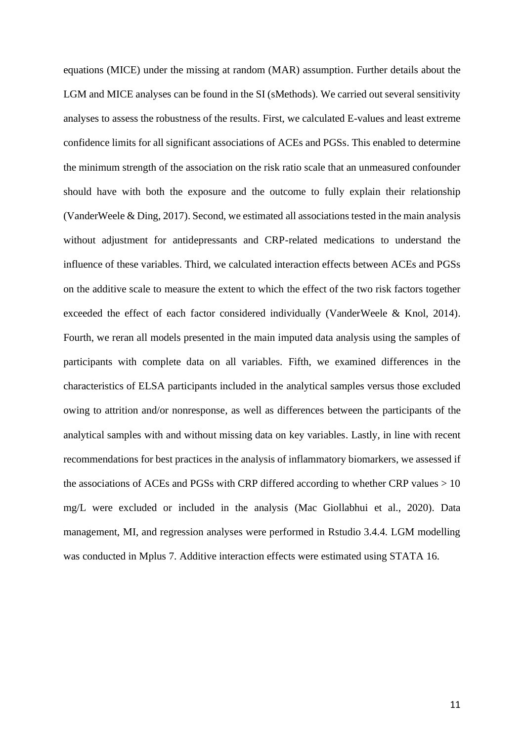equations (MICE) under the missing at random (MAR) assumption. Further details about the LGM and MICE analyses can be found in the SI (sMethods). We carried out several sensitivity analyses to assess the robustness of the results. First, we calculated E-values and least extreme confidence limits for all significant associations of ACEs and PGSs. This enabled to determine the minimum strength of the association on the risk ratio scale that an unmeasured confounder should have with both the exposure and the outcome to fully explain their relationship (VanderWeele & Ding, 2017). Second, we estimated all associations tested in the main analysis without adjustment for antidepressants and CRP-related medications to understand the influence of these variables. Third, we calculated interaction effects between ACEs and PGSs on the additive scale to measure the extent to which the effect of the two risk factors together exceeded the effect of each factor considered individually (VanderWeele & Knol, 2014). Fourth, we reran all models presented in the main imputed data analysis using the samples of participants with complete data on all variables. Fifth, we examined differences in the characteristics of ELSA participants included in the analytical samples versus those excluded owing to attrition and/or nonresponse, as well as differences between the participants of the analytical samples with and without missing data on key variables. Lastly, in line with recent recommendations for best practices in the analysis of inflammatory biomarkers, we assessed if the associations of ACEs and PGSs with CRP differed according to whether CRP values > 10 mg/L were excluded or included in the analysis (Mac Giollabhui et al., 2020). Data management, MI, and regression analyses were performed in Rstudio 3.4.4. LGM modelling was conducted in Mplus 7. Additive interaction effects were estimated using STATA 16.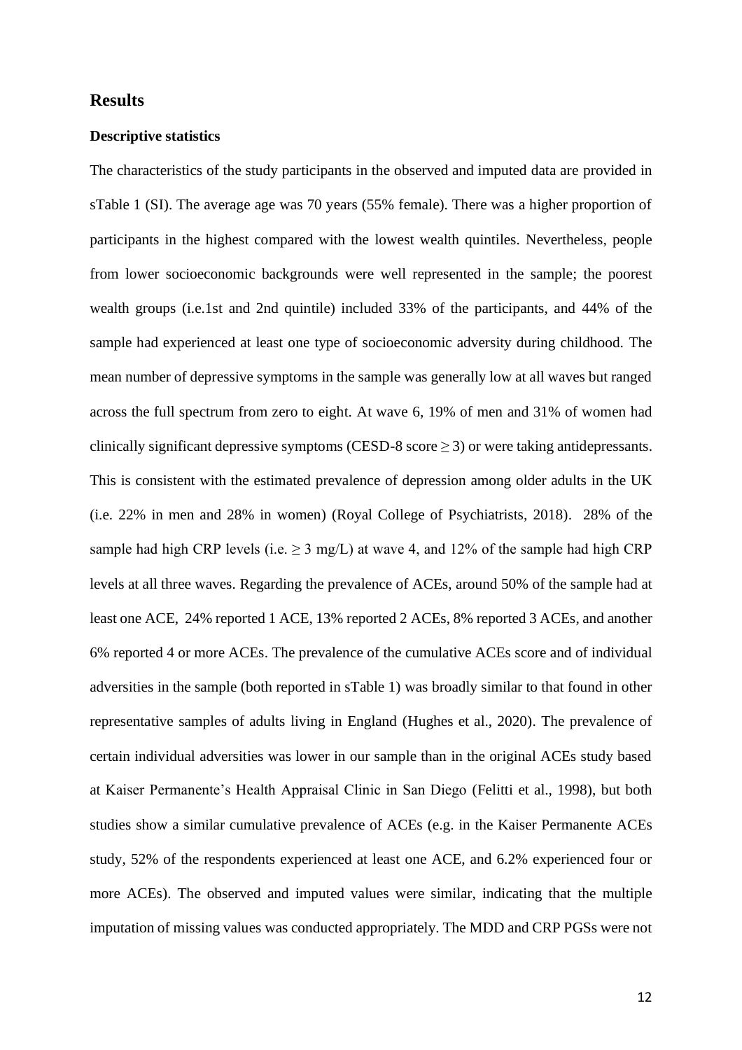## Results

### Descriptive statistics

The characteristics of the study participants in the observed and imputed data are provided in sTable 1 (SI). The average age was 70 years (55% female). There was a higher proportion of participants in the highest compared with the lowest wealth quintiles. Nevertheless, people from lower socioeconomic backgrounds were well represented in the sample; the poorest wealth groups (i.e.1st and 2nd quintile) included 33% of the participants, and 44% of the sample had experienced at least one type of socioeconomic adversity during childhood. The mean number of depressive symptoms in the sample was generally low at all waves but ranged across the full spectrum from zero to eight. At wave 6, 19% of men and 31% of women had clinically significant depressive symptoms (CESD-8 score $\geq 3$) or were taking antidepressants. This is consistent with the estimated prevalence of depression among older adults in the UK (i.e. 22% in men and 28% in women) (Royal College of Psychiatrists, 2018). 28% of the sample had high CRP levels (i.e. $\geq 3$ mg/L) at wave 4, and 12% of the sample had high CRP levels at all three waves. Regarding the prevalence of ACEs, around 50% of the sample had at least one ACE, 24% reported 1 ACE, 13% reported 2 ACEs, 8% reported 3 ACEs, and another 6% reported 4 or more ACEs. The prevalence of the cumulative ACEs score and of individual adversities in the sample (both reported in sTable 1) was broadly similar to that found in other representative samples of adults living in England (Hughes et al., 2020). The prevalence of certain individual adversities was lower in our sample than in the original ACEs study based at Kaiser Permanente's Health Appraisal Clinic in San Diego (Felitti et al., 1998), but both studies show a similar cumulative prevalence of ACEs (e.g. in the Kaiser Permanente ACEs study, 52% of the respondents experienced at least one ACE, and 6.2% experienced four or more ACEs). The observed and imputed values were similar, indicating that the multiple imputation of missing values was conducted appropriately. The MDD and CRP PGSs were not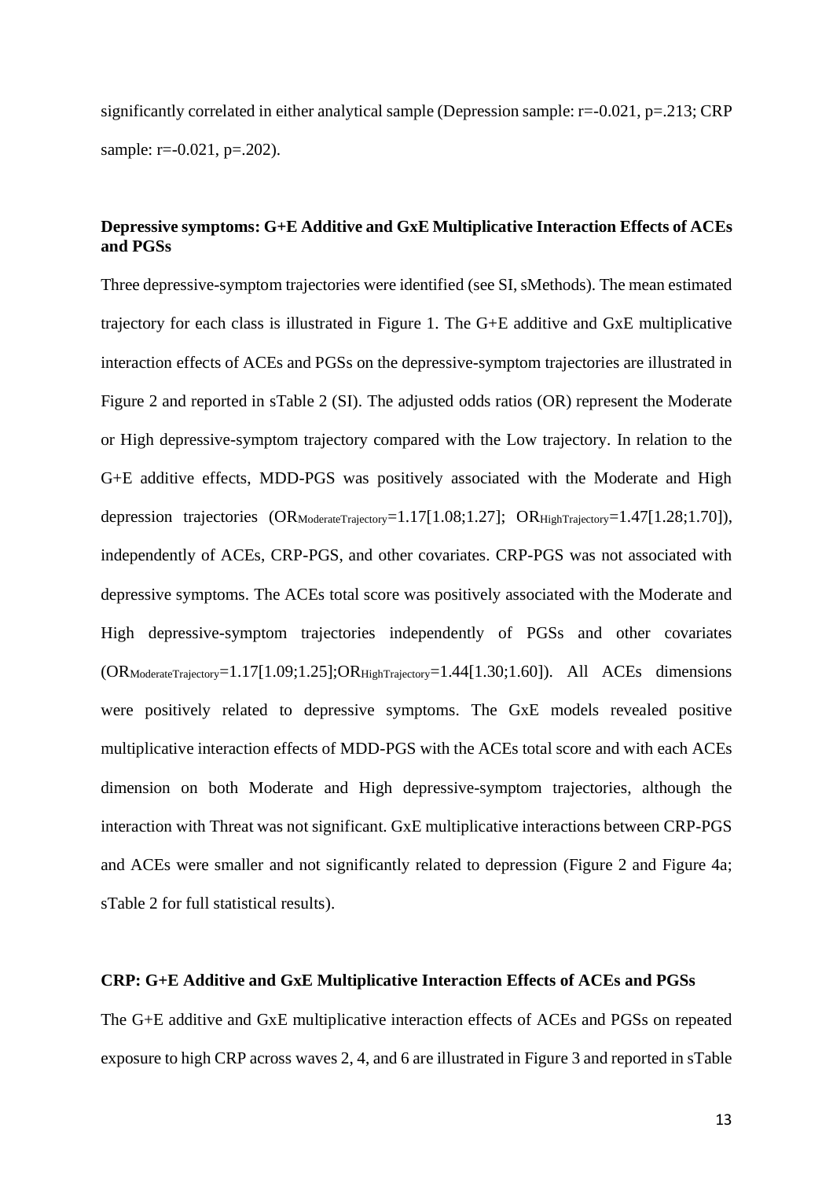significantly correlated in either analytical sample (Depression sample: r=-0.021, p=.213; CRP sample: r=-0.021, p=.202).

**Depressive symptoms: G+E Additive and GxE Multiplicative Interaction Effects of ACEs and PGSs**

Three depressive-symptom trajectories were identified (see SI, sMethods). The mean estimated trajectory for each class is illustrated in Figure 1. The G+E additive and GxE multiplicative interaction effects of ACEs and PGSs on the depressive-symptom trajectories are illustrated in Figure 2 and reported in sTable 2 (SI). The adjusted odds ratios (OR) represent the Moderate or High depressive-symptom trajectory compared with the Low trajectory. In relation to the G+E additive effects, MDD-PGS was positively associated with the Moderate and High depression trajectories ($OR_{ModerateTrajectory}$=1.17[1.08;1.27]; $OR_{HighTrajectory}$=1.47[1.28;1.70]), independently of ACEs, CRP-PGS, and other covariates. CRP-PGS was not associated with depressive symptoms. The ACEs total score was positively associated with the Moderate and High depressive-symptom trajectories independently of PGSs and other covariates ($OR_{ModerateTrajectory}$=1.17[1.09;1.25];$OR_{HighTrajectory}$=1.44[1.30;1.60]). All ACEs dimensions were positively related to depressive symptoms. The GxE models revealed positive multiplicative interaction effects of MDD-PGS with the ACEs total score and with each ACEs dimension on both Moderate and High depressive-symptom trajectories, although the interaction with Threat was not significant. GxE multiplicative interactions between CRP-PGS and ACEs were smaller and not significantly related to depression (Figure 2 and Figure 4a; sTable 2 for full statistical results).

**CRP: G+E Additive and GxE Multiplicative Interaction Effects of ACEs and PGSs**

The G+E additive and GxE multiplicative interaction effects of ACEs and PGSs on repeated exposure to high CRP across waves 2, 4, and 6 are illustrated in Figure 3 and reported in sTable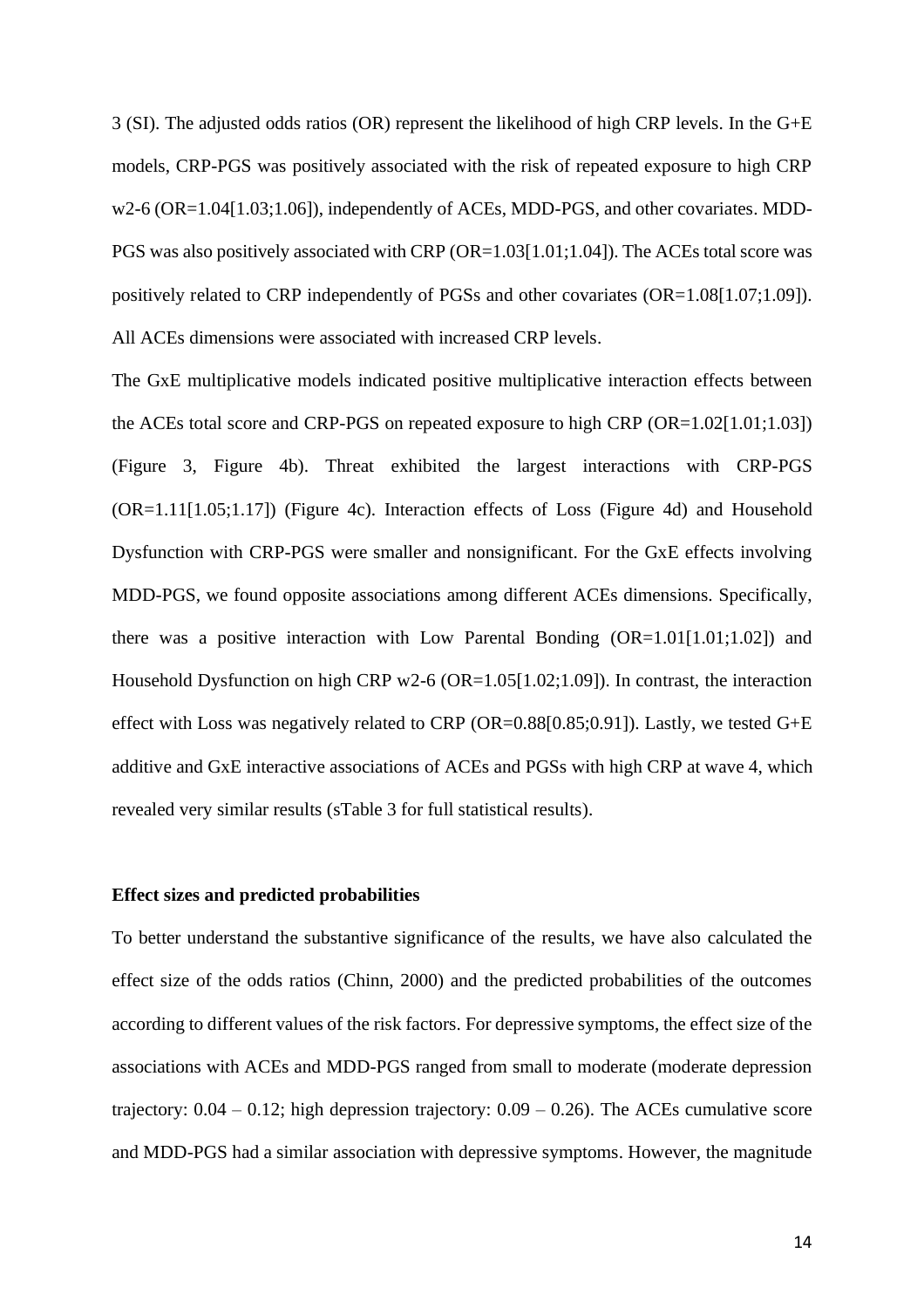3 (SI). The adjusted odds ratios (OR) represent the likelihood of high CRP levels. In the G+E models, CRP-PGS was positively associated with the risk of repeated exposure to high CRP w2-6 (OR=1.04[1.03;1.06]), independently of ACEs, MDD-PGS, and other covariates. MDD-PGS was also positively associated with CRP (OR=1.03[1.01;1.04]). The ACEs total score was positively related to CRP independently of PGSs and other covariates (OR=1.08[1.07;1.09]). All ACEs dimensions were associated with increased CRP levels.

The GxE multiplicative models indicated positive multiplicative interaction effects between the ACEs total score and CRP-PGS on repeated exposure to high CRP (OR=1.02[1.01;1.03]) (Figure 3, Figure 4b). Threat exhibited the largest interactions with CRP-PGS (OR=1.11[1.05;1.17]) (Figure 4c). Interaction effects of Loss (Figure 4d) and Household Dysfunction with CRP-PGS were smaller and nonsignificant. For the GxE effects involving MDD-PGS, we found opposite associations among different ACEs dimensions. Specifically, there was a positive interaction with Low Parental Bonding (OR=1.01[1.01;1.02]) and Household Dysfunction on high CRP w2-6 (OR=1.05[1.02;1.09]). In contrast, the interaction effect with Loss was negatively related to CRP (OR=0.88[0.85;0.91]). Lastly, we tested G+E additive and GxE interactive associations of ACEs and PGSs with high CRP at wave 4, which revealed very similar results (sTable 3 for full statistical results).

**Effect sizes and predicted probabilities**

To better understand the substantive significance of the results, we have also calculated the effect size of the odds ratios (Chinn, 2000) and the predicted probabilities of the outcomes according to different values of the risk factors. For depressive symptoms, the effect size of the associations with ACEs and MDD-PGS ranged from small to moderate (moderate depression trajectory: 0.04 – 0.12; high depression trajectory: 0.09 – 0.26). The ACEs cumulative score and MDD-PGS had a similar association with depressive symptoms. However, the magnitude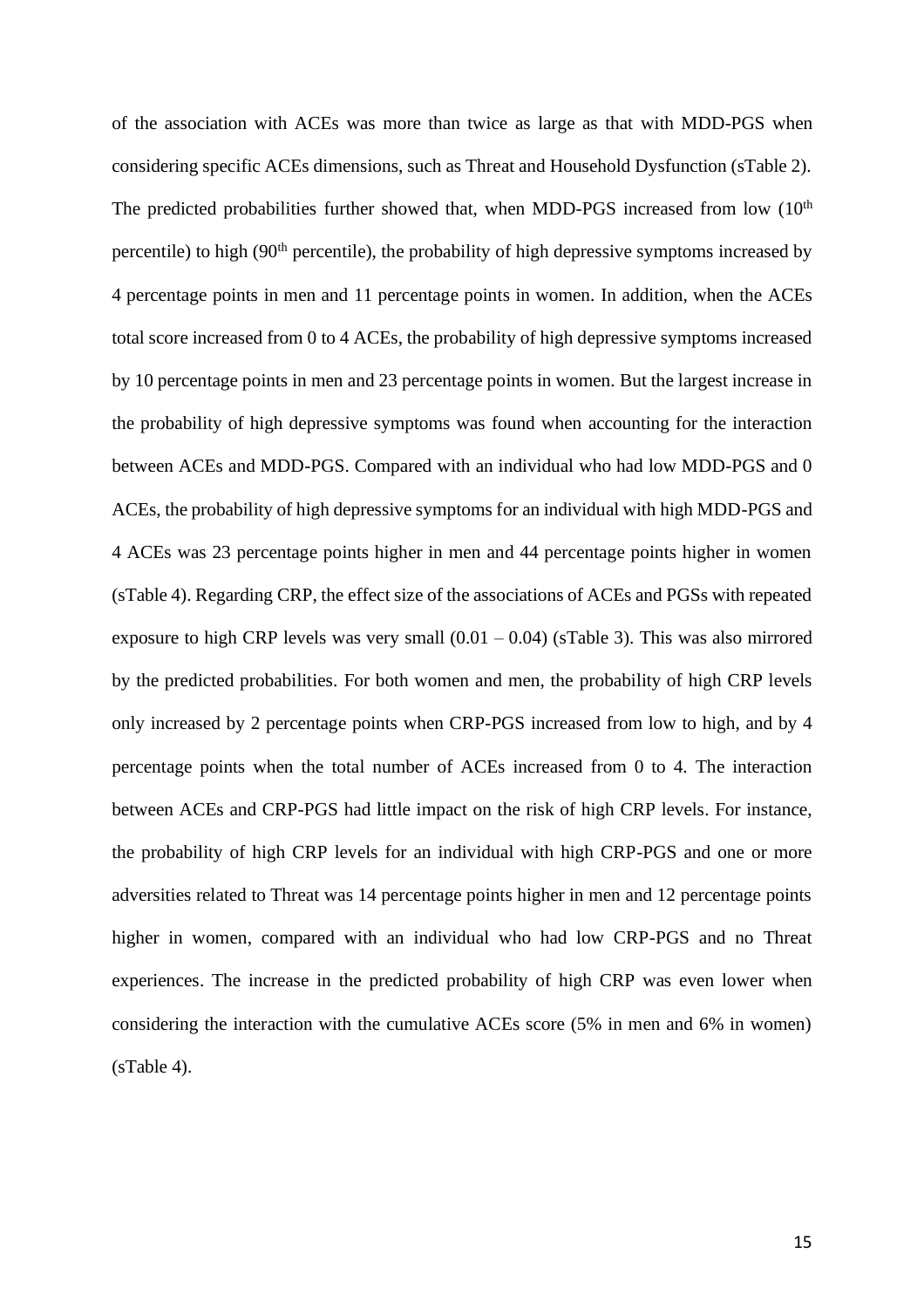of the association with ACEs was more than twice as large as that with MDD-PGS when considering specific ACEs dimensions, such as Threat and Household Dysfunction (sTable 2). The predicted probabilities further showed that, when MDD-PGS increased from low ($10^{th}$ percentile) to high ($90^{th}$ percentile), the probability of high depressive symptoms increased by 4 percentage points in men and 11 percentage points in women. In addition, when the ACEs total score increased from 0 to 4 ACEs, the probability of high depressive symptoms increased by 10 percentage points in men and 23 percentage points in women. But the largest increase in the probability of high depressive symptoms was found when accounting for the interaction between ACEs and MDD-PGS. Compared with an individual who had low MDD-PGS and 0 ACEs, the probability of high depressive symptoms for an individual with high MDD-PGS and 4 ACEs was 23 percentage points higher in men and 44 percentage points higher in women (sTable 4). Regarding CRP, the effect size of the associations of ACEs and PGSs with repeated exposure to high CRP levels was very small (0.01 – 0.04) (sTable 3). This was also mirrored by the predicted probabilities. For both women and men, the probability of high CRP levels only increased by 2 percentage points when CRP-PGS increased from low to high, and by 4 percentage points when the total number of ACEs increased from 0 to 4. The interaction between ACEs and CRP-PGS had little impact on the risk of high CRP levels. For instance, the probability of high CRP levels for an individual with high CRP-PGS and one or more adversities related to Threat was 14 percentage points higher in men and 12 percentage points higher in women, compared with an individual who had low CRP-PGS and no Threat experiences. The increase in the predicted probability of high CRP was even lower when considering the interaction with the cumulative ACEs score (5% in men and 6% in women) (sTable 4).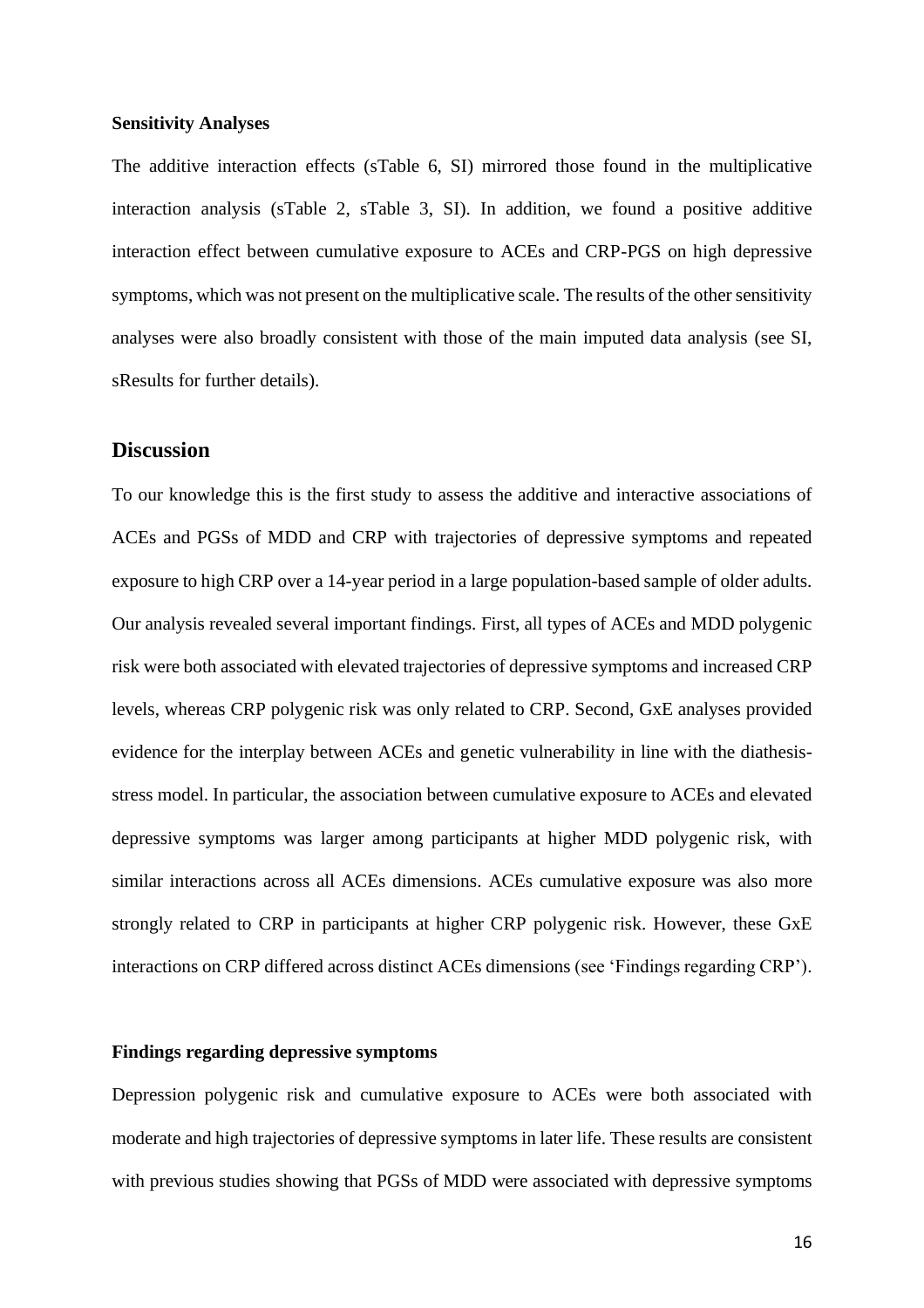### Sensitivity Analyses

The additive interaction effects (sTable 6, SI) mirrored those found in the multiplicative interaction analysis (sTable 2, sTable 3, SI). In addition, we found a positive additive interaction effect between cumulative exposure to ACEs and CRP-PGS on high depressive symptoms, which was not present on the multiplicative scale. The results of the other sensitivity analyses were also broadly consistent with those of the main imputed data analysis (see SI, sResults for further details).

## Discussion

To our knowledge this is the first study to assess the additive and interactive associations of ACEs and PGSs of MDD and CRP with trajectories of depressive symptoms and repeated exposure to high CRP over a 14-year period in a large population-based sample of older adults. Our analysis revealed several important findings. First, all types of ACEs and MDD polygenic risk were both associated with elevated trajectories of depressive symptoms and increased CRP levels, whereas CRP polygenic risk was only related to CRP. Second, GxE analyses provided evidence for the interplay between ACEs and genetic vulnerability in line with the diathesis-stress model. In particular, the association between cumulative exposure to ACEs and elevated depressive symptoms was larger among participants at higher MDD polygenic risk, with similar interactions across all ACEs dimensions. ACEs cumulative exposure was also more strongly related to CRP in participants at higher CRP polygenic risk. However, these GxE interactions on CRP differed across distinct ACEs dimensions (see 'Findings regarding CRP').

### Findings regarding depressive symptoms

Depression polygenic risk and cumulative exposure to ACEs were both associated with moderate and high trajectories of depressive symptoms in later life. These results are consistent with previous studies showing that PGSs of MDD were associated with depressive symptoms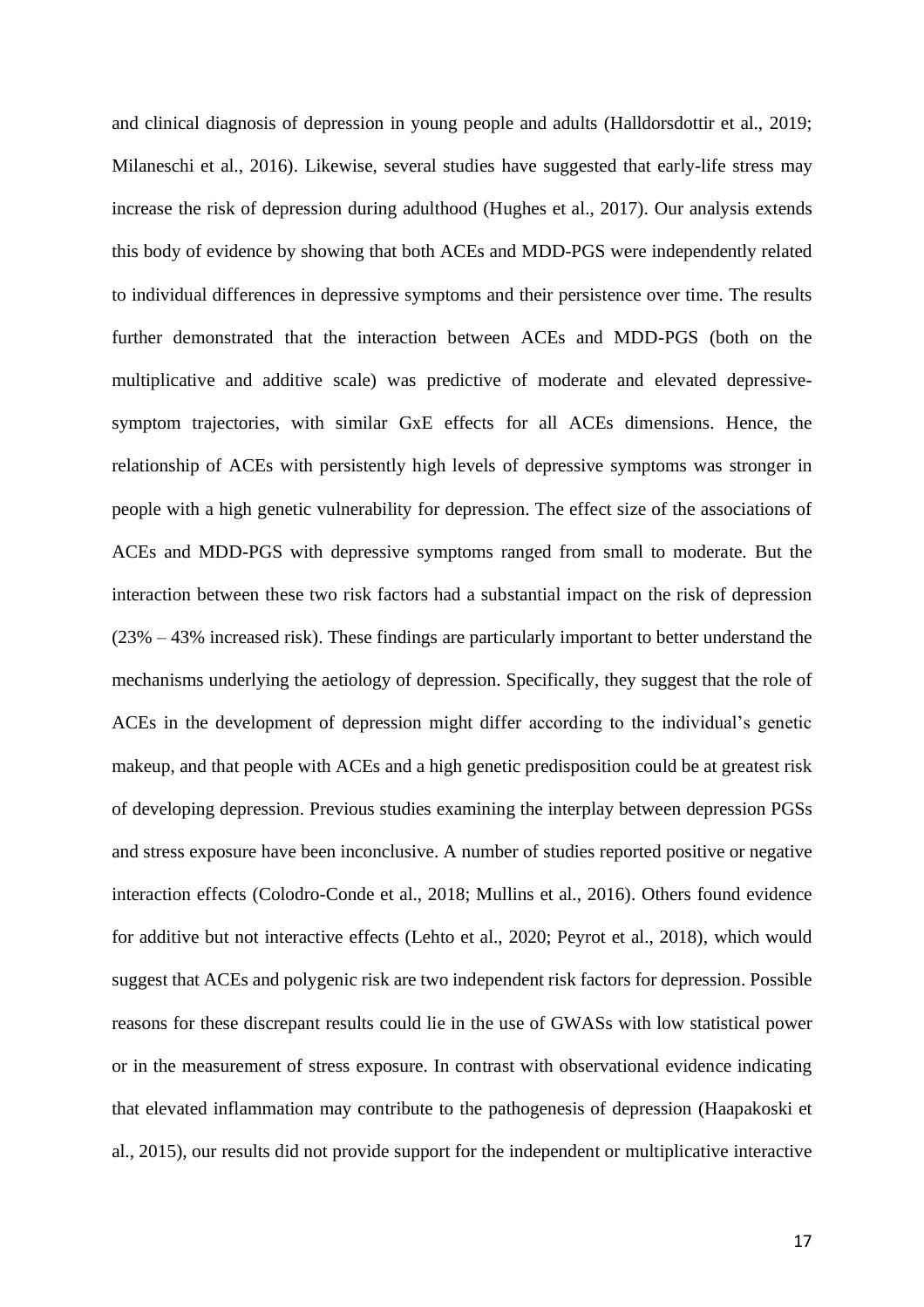and clinical diagnosis of depression in young people and adults (Halldorsdottir et al., 2019; Milaneschi et al., 2016). Likewise, several studies have suggested that early-life stress may increase the risk of depression during adulthood (Hughes et al., 2017). Our analysis extends this body of evidence by showing that both ACEs and MDD-PGS were independently related to individual differences in depressive symptoms and their persistence over time. The results further demonstrated that the interaction between ACEs and MDD-PGS (both on the multiplicative and additive scale) was predictive of moderate and elevated depressive-symptom trajectories, with similar GxE effects for all ACEs dimensions. Hence, the relationship of ACEs with persistently high levels of depressive symptoms was stronger in people with a high genetic vulnerability for depression. The effect size of the associations of ACEs and MDD-PGS with depressive symptoms ranged from small to moderate. But the interaction between these two risk factors had a substantial impact on the risk of depression (23% – 43% increased risk). These findings are particularly important to better understand the mechanisms underlying the aetiology of depression. Specifically, they suggest that the role of ACEs in the development of depression might differ according to the individual's genetic makeup, and that people with ACEs and a high genetic predisposition could be at greatest risk of developing depression. Previous studies examining the interplay between depression PGSs and stress exposure have been inconclusive. A number of studies reported positive or negative interaction effects (Colodro-Conde et al., 2018; Mullins et al., 2016). Others found evidence for additive but not interactive effects (Lehto et al., 2020; Peyrot et al., 2018), which would suggest that ACEs and polygenic risk are two independent risk factors for depression. Possible reasons for these discrepant results could lie in the use of GWASs with low statistical power or in the measurement of stress exposure. In contrast with observational evidence indicating that elevated inflammation may contribute to the pathogenesis of depression (Haapakoski et al., 2015), our results did not provide support for the independent or multiplicative interactive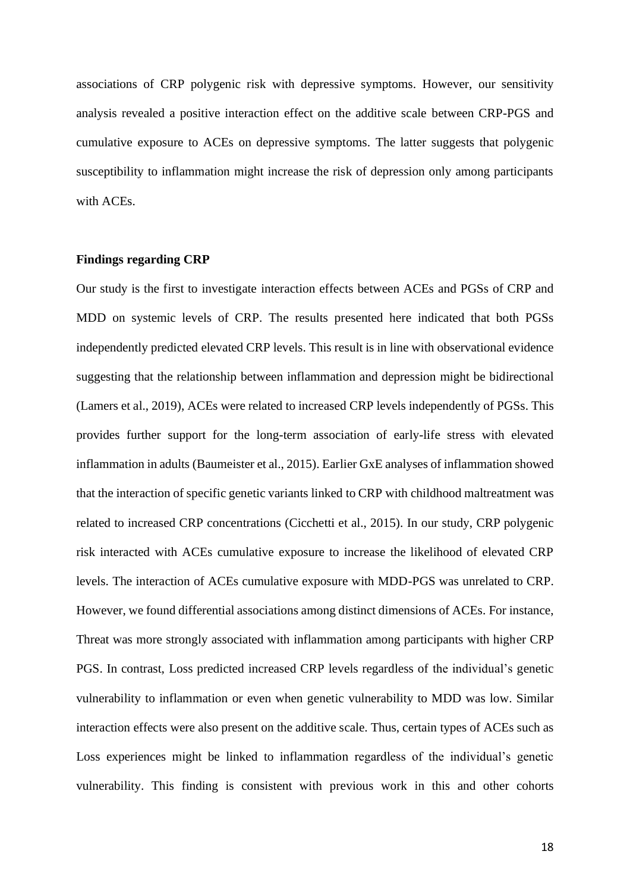associations of CRP polygenic risk with depressive symptoms. However, our sensitivity analysis revealed a positive interaction effect on the additive scale between CRP-PGS and cumulative exposure to ACEs on depressive symptoms. The latter suggests that polygenic susceptibility to inflammation might increase the risk of depression only among participants with ACEs.

### Findings regarding CRP

Our study is the first to investigate interaction effects between ACEs and PGSs of CRP and MDD on systemic levels of CRP. The results presented here indicated that both PGSs independently predicted elevated CRP levels. This result is in line with observational evidence suggesting that the relationship between inflammation and depression might be bidirectional (Lamers et al., 2019), ACEs were related to increased CRP levels independently of PGSs. This provides further support for the long-term association of early-life stress with elevated inflammation in adults (Baumeister et al., 2015). Earlier GxE analyses of inflammation showed that the interaction of specific genetic variants linked to CRP with childhood maltreatment was related to increased CRP concentrations (Cicchetti et al., 2015). In our study, CRP polygenic risk interacted with ACEs cumulative exposure to increase the likelihood of elevated CRP levels. The interaction of ACEs cumulative exposure with MDD-PGS was unrelated to CRP. However, we found differential associations among distinct dimensions of ACEs. For instance, Threat was more strongly associated with inflammation among participants with higher CRP PGS. In contrast, Loss predicted increased CRP levels regardless of the individual's genetic vulnerability to inflammation or even when genetic vulnerability to MDD was low. Similar interaction effects were also present on the additive scale. Thus, certain types of ACEs such as Loss experiences might be linked to inflammation regardless of the individual's genetic vulnerability. This finding is consistent with previous work in this and other cohorts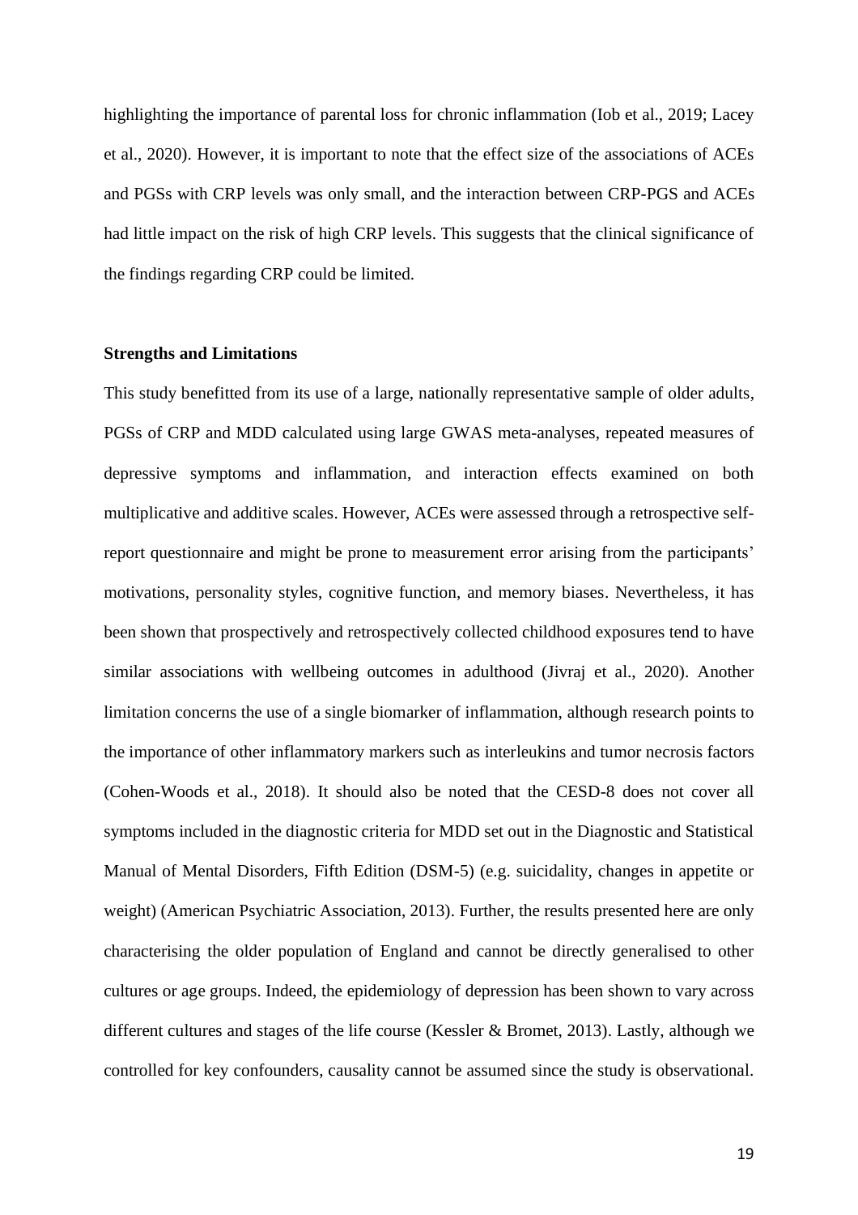highlighting the importance of parental loss for chronic inflammation (Iob et al., 2019; Lacey et al., 2020). However, it is important to note that the effect size of the associations of ACEs and PGSs with CRP levels was only small, and the interaction between CRP-PGS and ACEs had little impact on the risk of high CRP levels. This suggests that the clinical significance of the findings regarding CRP could be limited.

**Strengths and Limitations**

This study benefitted from its use of a large, nationally representative sample of older adults, PGSs of CRP and MDD calculated using large GWAS meta-analyses, repeated measures of depressive symptoms and inflammation, and interaction effects examined on both multiplicative and additive scales. However, ACEs were assessed through a retrospective self-report questionnaire and might be prone to measurement error arising from the participants' motivations, personality styles, cognitive function, and memory biases. Nevertheless, it has been shown that prospectively and retrospectively collected childhood exposures tend to have similar associations with wellbeing outcomes in adulthood (Jivraj et al., 2020). Another limitation concerns the use of a single biomarker of inflammation, although research points to the importance of other inflammatory markers such as interleukins and tumor necrosis factors (Cohen-Woods et al., 2018). It should also be noted that the CESD-8 does not cover all symptoms included in the diagnostic criteria for MDD set out in the Diagnostic and Statistical Manual of Mental Disorders, Fifth Edition (DSM-5) (e.g. suicidality, changes in appetite or weight) (American Psychiatric Association, 2013). Further, the results presented here are only characterising the older population of England and cannot be directly generalised to other cultures or age groups. Indeed, the epidemiology of depression has been shown to vary across different cultures and stages of the life course (Kessler & Bromet, 2013). Lastly, although we controlled for key confounders, causality cannot be assumed since the study is observational.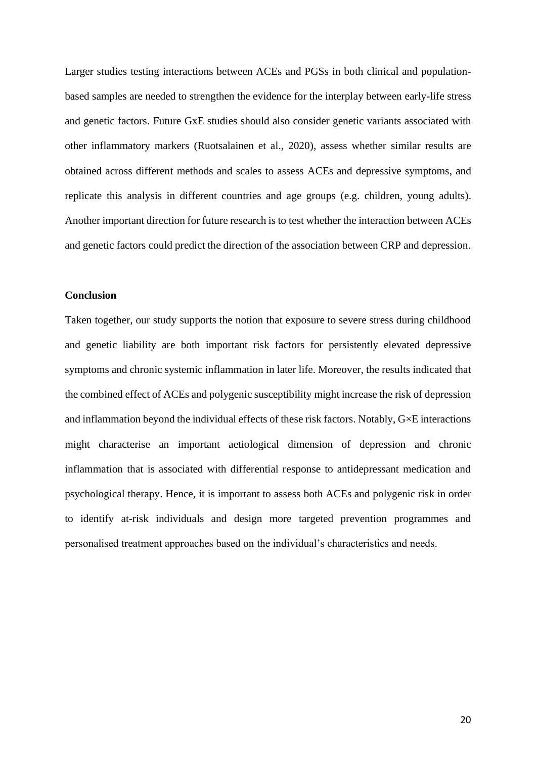Larger studies testing interactions between ACEs and PGSs in both clinical and population-based samples are needed to strengthen the evidence for the interplay between early-life stress and genetic factors. Future GxE studies should also consider genetic variants associated with other inflammatory markers (Ruotsalainen et al., 2020), assess whether similar results are obtained across different methods and scales to assess ACEs and depressive symptoms, and replicate this analysis in different countries and age groups (e.g. children, young adults). Another important direction for future research is to test whether the interaction between ACEs and genetic factors could predict the direction of the association between CRP and depression.

## Conclusion

Taken together, our study supports the notion that exposure to severe stress during childhood and genetic liability are both important risk factors for persistently elevated depressive symptoms and chronic systemic inflammation in later life. Moreover, the results indicated that the combined effect of ACEs and polygenic susceptibility might increase the risk of depression and inflammation beyond the individual effects of these risk factors. Notably, G×E interactions might characterise an important aetiological dimension of depression and chronic inflammation that is associated with differential response to antidepressant medication and psychological therapy. Hence, it is important to assess both ACEs and polygenic risk in order to identify at-risk individuals and design more targeted prevention programmes and personalised treatment approaches based on the individual's characteristics and needs.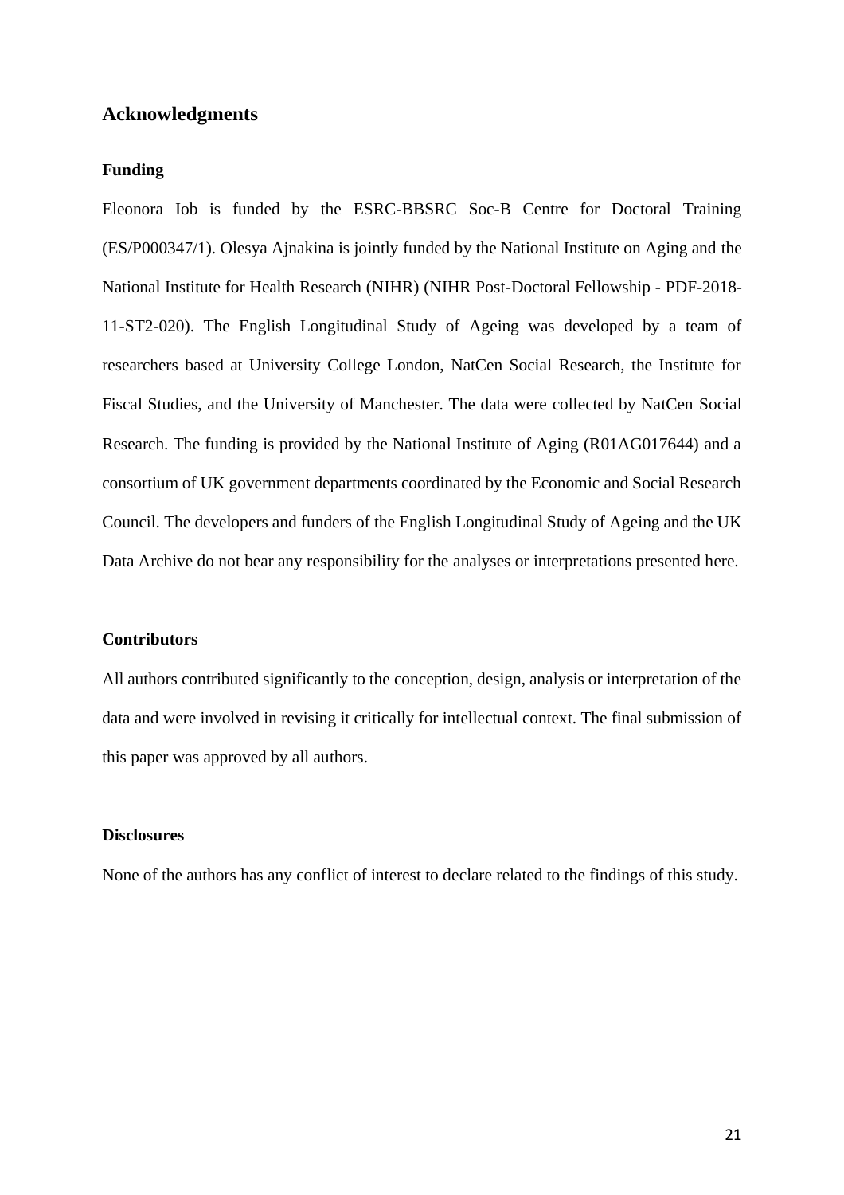## Acknowledgments

### Funding

Eleonora Iob is funded by the ESRC-BBSRC Soc-B Centre for Doctoral Training (ES/P000347/1). Olesya Ajnakina is jointly funded by the National Institute on Aging and the National Institute for Health Research (NIHR) (NIHR Post-Doctoral Fellowship - PDF-2018-11-ST2-020). The English Longitudinal Study of Ageing was developed by a team of researchers based at University College London, NatCen Social Research, the Institute for Fiscal Studies, and the University of Manchester. The data were collected by NatCen Social Research. The funding is provided by the National Institute of Aging (R01AG017644) and a consortium of UK government departments coordinated by the Economic and Social Research Council. The developers and funders of the English Longitudinal Study of Ageing and the UK Data Archive do not bear any responsibility for the analyses or interpretations presented here.

### Contributors

All authors contributed significantly to the conception, design, analysis or interpretation of the data and were involved in revising it critically for intellectual context. The final submission of this paper was approved by all authors.

### Disclosures

None of the authors has any conflict of interest to declare related to the findings of this study.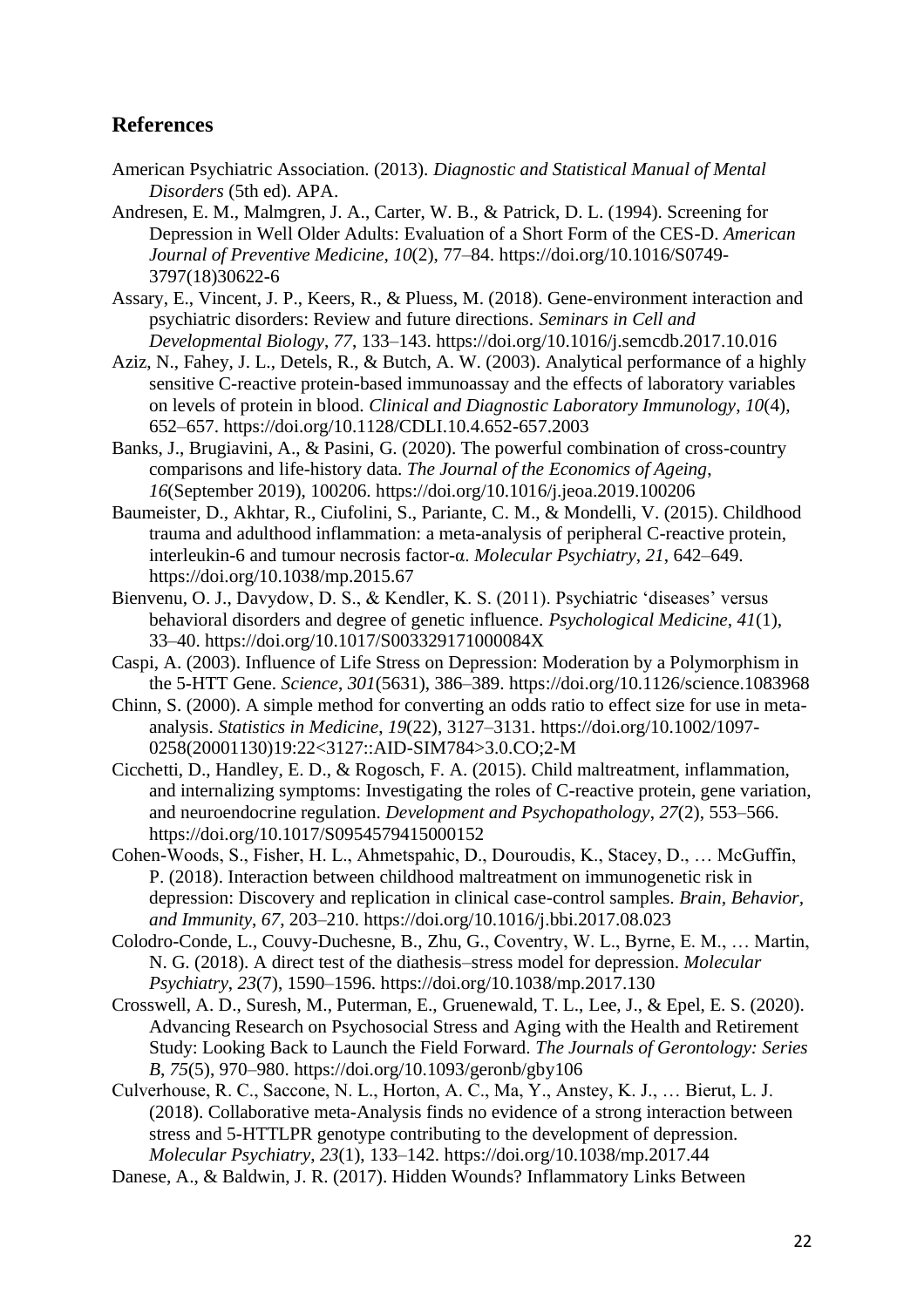## References

American Psychiatric Association. (2013). *Diagnostic and Statistical Manual of Mental Disorders* (5th ed). APA.

Andresen, E. M., Malmgren, J. A., Carter, W. B., & Patrick, D. L. (1994). Screening for Depression in Well Older Adults: Evaluation of a Short Form of the CES-D. *American Journal of Preventive Medicine*, *10*(2), 77–84. https://doi.org/10.1016/S0749-3797(18)30622-6

Assary, E., Vincent, J. P., Keers, R., & Pluess, M. (2018). Gene-environment interaction and psychiatric disorders: Review and future directions. *Seminars in Cell and Developmental Biology*, *77*, 133–143. https://doi.org/10.1016/j.semcdb.2017.10.016

Aziz, N., Fahey, J. L., Detels, R., & Butch, A. W. (2003). Analytical performance of a highly sensitive C-reactive protein-based immunoassay and the effects of laboratory variables on levels of protein in blood. *Clinical and Diagnostic Laboratory Immunology*, *10*(4), 652–657. https://doi.org/10.1128/CDLI.10.4.652-657.2003

Banks, J., Brugiavini, A., & Pasini, G. (2020). The powerful combination of cross-country comparisons and life-history data. *The Journal of the Economics of Ageing*, *16*(September 2019), 100206. https://doi.org/10.1016/j.jeoa.2019.100206

Baumeister, D., Akhtar, R., Ciufolini, S., Pariante, C. M., & Mondelli, V. (2015). Childhood trauma and adulthood inflammation: a meta-analysis of peripheral C-reactive protein, interleukin-6 and tumour necrosis factor-α. *Molecular Psychiatry*, *21*, 642–649. https://doi.org/10.1038/mp.2015.67

Bienvenu, O. J., Davydow, D. S., & Kendler, K. S. (2011). Psychiatric 'diseases' versus behavioral disorders and degree of genetic influence. *Psychological Medicine*, *41*(1), 33–40. https://doi.org/10.1017/S003329171000084X

Caspi, A. (2003). Influence of Life Stress on Depression: Moderation by a Polymorphism in the 5-HTT Gene. *Science*, *301*(5631), 386–389. https://doi.org/10.1126/science.1083968

Chinn, S. (2000). A simple method for converting an odds ratio to effect size for use in meta-analysis. *Statistics in Medicine*, *19*(22), 3127–3131. https://doi.org/10.1002/1097-0258(20001130)19:22<3127::AID-SIM784>3.0.CO;2-M

Cicchetti, D., Handley, E. D., & Rogosch, F. A. (2015). Child maltreatment, inflammation, and internalizing symptoms: Investigating the roles of C-reactive protein, gene variation, and neuroendocrine regulation. *Development and Psychopathology*, *27*(2), 553–566. https://doi.org/10.1017/S0954579415000152

Cohen-Woods, S., Fisher, H. L., Ahmetspahic, D., Douroudis, K., Stacey, D., … McGuffin, P. (2018). Interaction between childhood maltreatment on immunogenetic risk in depression: Discovery and replication in clinical case-control samples. *Brain, Behavior, and Immunity*, *67*, 203–210. https://doi.org/10.1016/j.bbi.2017.08.023

Colodro-Conde, L., Couvy-Duchesne, B., Zhu, G., Coventry, W. L., Byrne, E. M., … Martin, N. G. (2018). A direct test of the diathesis–stress model for depression. *Molecular Psychiatry*, *23*(7), 1590–1596. https://doi.org/10.1038/mp.2017.130

Crosswell, A. D., Suresh, M., Puterman, E., Gruenewald, T. L., Lee, J., & Epel, E. S. (2020). Advancing Research on Psychosocial Stress and Aging with the Health and Retirement Study: Looking Back to Launch the Field Forward. *The Journals of Gerontology: Series B*, *75*(5), 970–980. https://doi.org/10.1093/geronb/gby106

Culverhouse, R. C., Saccone, N. L., Horton, A. C., Ma, Y., Anstey, K. J., … Bierut, L. J. (2018). Collaborative meta-Analysis finds no evidence of a strong interaction between stress and 5-HTTLPR genotype contributing to the development of depression. *Molecular Psychiatry*, *23*(1), 133–142. https://doi.org/10.1038/mp.2017.44

Danese, A., & Baldwin, J. R. (2017). Hidden Wounds? Inflammatory Links Between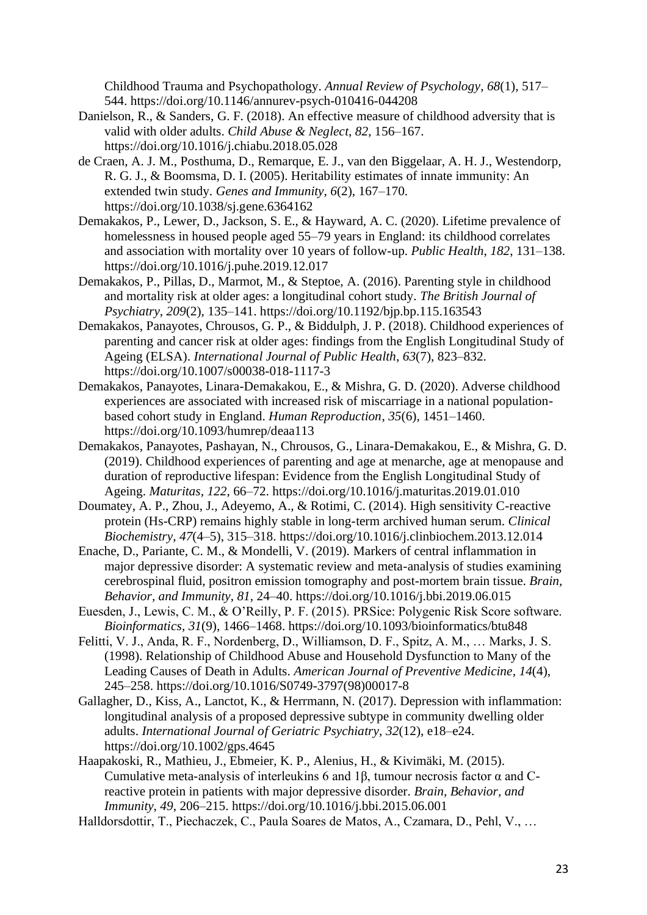Childhood Trauma and Psychopathology. *Annual Review of Psychology*, *68*(1), 517–544. https://doi.org/10.1146/annurev-psych-010416-044208

Danielson, R., & Sanders, G. F. (2018). An effective measure of childhood adversity that is valid with older adults. *Child Abuse & Neglect*, *82*, 156–167. https://doi.org/10.1016/j.chiabu.2018.05.028

de Craen, A. J. M., Posthuma, D., Remarque, E. J., van den Biggelaar, A. H. J., Westendorp, R. G. J., & Boomsma, D. I. (2005). Heritability estimates of innate immunity: An extended twin study. *Genes and Immunity*, *6*(2), 167–170. https://doi.org/10.1038/sj.gene.6364162

Demakakos, P., Lewer, D., Jackson, S. E., & Hayward, A. C. (2020). Lifetime prevalence of homelessness in housed people aged 55–79 years in England: its childhood correlates and association with mortality over 10 years of follow-up. *Public Health*, *182*, 131–138. https://doi.org/10.1016/j.puhe.2019.12.017

Demakakos, P., Pillas, D., Marmot, M., & Steptoe, A. (2016). Parenting style in childhood and mortality risk at older ages: a longitudinal cohort study. *The British Journal of Psychiatry*, *209*(2), 135–141. https://doi.org/10.1192/bjp.bp.115.163543

Demakakos, Panayotes, Chrousos, G. P., & Biddulph, J. P. (2018). Childhood experiences of parenting and cancer risk at older ages: findings from the English Longitudinal Study of Ageing (ELSA). *International Journal of Public Health*, *63*(7), 823–832. https://doi.org/10.1007/s00038-018-1117-3

Demakakos, Panayotes, Linara-Demakakou, E., & Mishra, G. D. (2020). Adverse childhood experiences are associated with increased risk of miscarriage in a national population-based cohort study in England. *Human Reproduction*, *35*(6), 1451–1460. https://doi.org/10.1093/humrep/deaa113

Demakakos, Panayotes, Pashayan, N., Chrousos, G., Linara-Demakakou, E., & Mishra, G. D. (2019). Childhood experiences of parenting and age at menarche, age at menopause and duration of reproductive lifespan: Evidence from the English Longitudinal Study of Ageing. *Maturitas*, *122*, 66–72. https://doi.org/10.1016/j.maturitas.2019.01.010

Doumatey, A. P., Zhou, J., Adeyemo, A., & Rotimi, C. (2014). High sensitivity C-reactive protein (Hs-CRP) remains highly stable in long-term archived human serum. *Clinical Biochemistry*, *47*(4–5), 315–318. https://doi.org/10.1016/j.clinbiochem.2013.12.014

Enache, D., Pariante, C. M., & Mondelli, V. (2019). Markers of central inflammation in major depressive disorder: A systematic review and meta-analysis of studies examining cerebrospinal fluid, positron emission tomography and post-mortem brain tissue. *Brain, Behavior, and Immunity*, *81*, 24–40. https://doi.org/10.1016/j.bbi.2019.06.015

Euesden, J., Lewis, C. M., & O'Reilly, P. F. (2015). PRSice: Polygenic Risk Score software. *Bioinformatics*, *31*(9), 1466–1468. https://doi.org/10.1093/bioinformatics/btu848

Felitti, V. J., Anda, R. F., Nordenberg, D., Williamson, D. F., Spitz, A. M., … Marks, J. S. (1998). Relationship of Childhood Abuse and Household Dysfunction to Many of the Leading Causes of Death in Adults. *American Journal of Preventive Medicine*, *14*(4), 245–258. https://doi.org/10.1016/S0749-3797(98)00017-8

Gallagher, D., Kiss, A., Lanctot, K., & Herrmann, N. (2017). Depression with inflammation: longitudinal analysis of a proposed depressive subtype in community dwelling older adults. *International Journal of Geriatric Psychiatry*, *32*(12), e18–e24. https://doi.org/10.1002/gps.4645

Haapakoski, R., Mathieu, J., Ebmeier, K. P., Alenius, H., & Kivimäki, M. (2015). Cumulative meta-analysis of interleukins 6 and 1β, tumour necrosis factor α and C-reactive protein in patients with major depressive disorder. *Brain, Behavior, and Immunity*, *49*, 206–215. https://doi.org/10.1016/j.bbi.2015.06.001

Halldorsdottir, T., Piechaczek, C., Paula Soares de Matos, A., Czamara, D., Pehl, V., …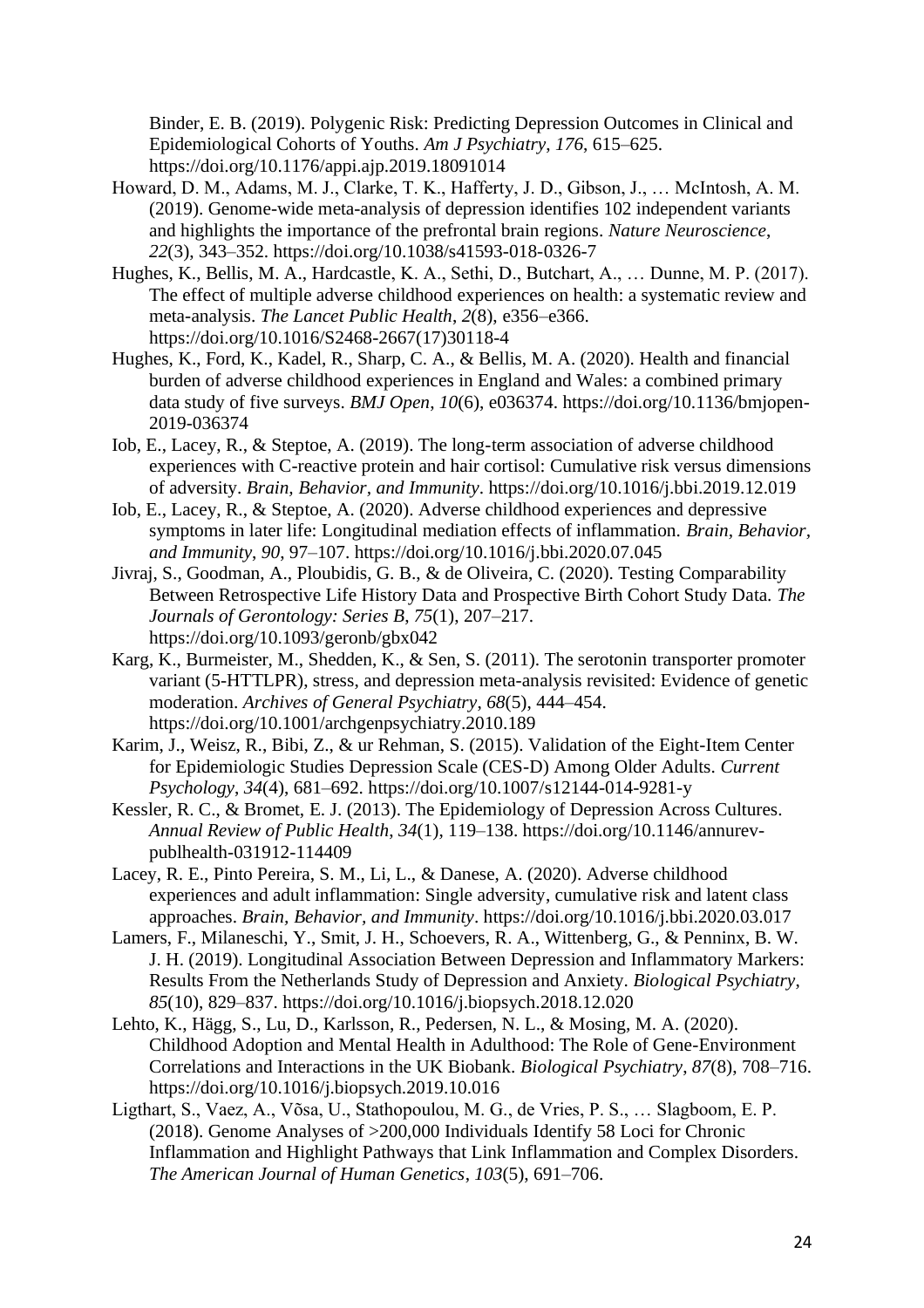Binder, E. B. (2019). Polygenic Risk: Predicting Depression Outcomes in Clinical and Epidemiological Cohorts of Youths. *Am J Psychiatry*, *176*, 615–625. https://doi.org/10.1176/appi.ajp.2019.18091014

Howard, D. M., Adams, M. J., Clarke, T. K., Hafferty, J. D., Gibson, J., … McIntosh, A. M. (2019). Genome-wide meta-analysis of depression identifies 102 independent variants and highlights the importance of the prefrontal brain regions. *Nature Neuroscience*, *22*(3), 343–352. https://doi.org/10.1038/s41593-018-0326-7

Hughes, K., Bellis, M. A., Hardcastle, K. A., Sethi, D., Butchart, A., … Dunne, M. P. (2017). The effect of multiple adverse childhood experiences on health: a systematic review and meta-analysis. *The Lancet Public Health*, *2*(8), e356–e366. https://doi.org/10.1016/S2468-2667(17)30118-4

Hughes, K., Ford, K., Kadel, R., Sharp, C. A., & Bellis, M. A. (2020). Health and financial burden of adverse childhood experiences in England and Wales: a combined primary data study of five surveys. *BMJ Open*, *10*(6), e036374. https://doi.org/10.1136/bmjopen-2019-036374

Iob, E., Lacey, R., & Steptoe, A. (2019). The long-term association of adverse childhood experiences with C-reactive protein and hair cortisol: Cumulative risk versus dimensions of adversity. *Brain, Behavior, and Immunity*. https://doi.org/10.1016/j.bbi.2019.12.019

Iob, E., Lacey, R., & Steptoe, A. (2020). Adverse childhood experiences and depressive symptoms in later life: Longitudinal mediation effects of inflammation. *Brain, Behavior, and Immunity*, *90*, 97–107. https://doi.org/10.1016/j.bbi.2020.07.045

Jivraj, S., Goodman, A., Ploubidis, G. B., & de Oliveira, C. (2020). Testing Comparability Between Retrospective Life History Data and Prospective Birth Cohort Study Data. *The Journals of Gerontology: Series B*, *75*(1), 207–217. https://doi.org/10.1093/geronb/gbx042

Karg, K., Burmeister, M., Shedden, K., & Sen, S. (2011). The serotonin transporter promoter variant (5-HTTLPR), stress, and depression meta-analysis revisited: Evidence of genetic moderation. *Archives of General Psychiatry*, *68*(5), 444–454. https://doi.org/10.1001/archgenpsychiatry.2010.189

Karim, J., Weisz, R., Bibi, Z., & ur Rehman, S. (2015). Validation of the Eight-Item Center for Epidemiologic Studies Depression Scale (CES-D) Among Older Adults. *Current Psychology*, *34*(4), 681–692. https://doi.org/10.1007/s12144-014-9281-y

Kessler, R. C., & Bromet, E. J. (2013). The Epidemiology of Depression Across Cultures. *Annual Review of Public Health*, *34*(1), 119–138. https://doi.org/10.1146/annurev-publhealth-031912-114409

Lacey, R. E., Pinto Pereira, S. M., Li, L., & Danese, A. (2020). Adverse childhood experiences and adult inflammation: Single adversity, cumulative risk and latent class approaches. *Brain, Behavior, and Immunity*. https://doi.org/10.1016/j.bbi.2020.03.017

Lamers, F., Milaneschi, Y., Smit, J. H., Schoevers, R. A., Wittenberg, G., & Penninx, B. W. J. H. (2019). Longitudinal Association Between Depression and Inflammatory Markers: Results From the Netherlands Study of Depression and Anxiety. *Biological Psychiatry*, *85*(10), 829–837. https://doi.org/10.1016/j.biopsych.2018.12.020

Lehto, K., Hägg, S., Lu, D., Karlsson, R., Pedersen, N. L., & Mosing, M. A. (2020). Childhood Adoption and Mental Health in Adulthood: The Role of Gene-Environment Correlations and Interactions in the UK Biobank. *Biological Psychiatry*, *87*(8), 708–716. https://doi.org/10.1016/j.biopsych.2019.10.016

Ligthart, S., Vaez, A., Võsa, U., Stathopoulou, M. G., de Vries, P. S., … Slagboom, E. P. (2018). Genome Analyses of >200,000 Individuals Identify 58 Loci for Chronic Inflammation and Highlight Pathways that Link Inflammation and Complex Disorders. *The American Journal of Human Genetics*, *103*(5), 691–706.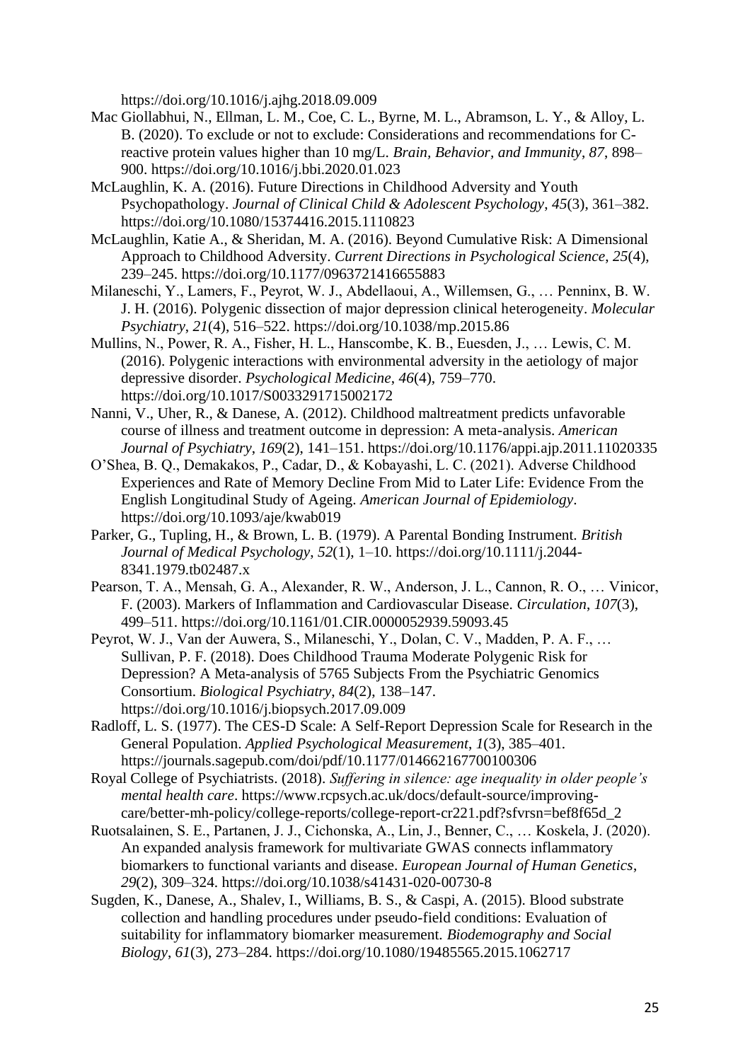https://doi.org/10.1016/j.ajhg.2018.09.009

Mac Giollabhui, N., Ellman, L. M., Coe, C. L., Byrne, M. L., Abramson, L. Y., & Alloy, L. B. (2020). To exclude or not to exclude: Considerations and recommendations for C-reactive protein values higher than 10 mg/L. *Brain, Behavior, and Immunity*, *87*, 898–900. https://doi.org/10.1016/j.bbi.2020.01.023

McLaughlin, K. A. (2016). Future Directions in Childhood Adversity and Youth Psychopathology. *Journal of Clinical Child & Adolescent Psychology*, *45*(3), 361–382. https://doi.org/10.1080/15374416.2015.1110823

McLaughlin, Katie A., & Sheridan, M. A. (2016). Beyond Cumulative Risk: A Dimensional Approach to Childhood Adversity. *Current Directions in Psychological Science*, *25*(4), 239–245. https://doi.org/10.1177/0963721416655883

Milaneschi, Y., Lamers, F., Peyrot, W. J., Abdellaoui, A., Willemsen, G., … Penninx, B. W. J. H. (2016). Polygenic dissection of major depression clinical heterogeneity. *Molecular Psychiatry*, *21*(4), 516–522. https://doi.org/10.1038/mp.2015.86

Mullins, N., Power, R. A., Fisher, H. L., Hanscombe, K. B., Euesden, J., … Lewis, C. M. (2016). Polygenic interactions with environmental adversity in the aetiology of major depressive disorder. *Psychological Medicine*, *46*(4), 759–770. https://doi.org/10.1017/S0033291715002172

Nanni, V., Uher, R., & Danese, A. (2012). Childhood maltreatment predicts unfavorable course of illness and treatment outcome in depression: A meta-analysis. *American Journal of Psychiatry*, *169*(2), 141–151. https://doi.org/10.1176/appi.ajp.2011.11020335

O'Shea, B. Q., Demakakos, P., Cadar, D., & Kobayashi, L. C. (2021). Adverse Childhood Experiences and Rate of Memory Decline From Mid to Later Life: Evidence From the English Longitudinal Study of Ageing. *American Journal of Epidemiology*. https://doi.org/10.1093/aje/kwab019

Parker, G., Tupling, H., & Brown, L. B. (1979). A Parental Bonding Instrument. *British Journal of Medical Psychology*, *52*(1), 1–10. https://doi.org/10.1111/j.2044-8341.1979.tb02487.x

Pearson, T. A., Mensah, G. A., Alexander, R. W., Anderson, J. L., Cannon, R. O., … Vinicor, F. (2003). Markers of Inflammation and Cardiovascular Disease. *Circulation*, *107*(3), 499–511. https://doi.org/10.1161/01.CIR.0000052939.59093.45

Peyrot, W. J., Van der Auwera, S., Milaneschi, Y., Dolan, C. V., Madden, P. A. F., … Sullivan, P. F. (2018). Does Childhood Trauma Moderate Polygenic Risk for Depression? A Meta-analysis of 5765 Subjects From the Psychiatric Genomics Consortium. *Biological Psychiatry*, *84*(2), 138–147. https://doi.org/10.1016/j.biopsych.2017.09.009

Radloff, L. S. (1977). The CES-D Scale: A Self-Report Depression Scale for Research in the General Population. *Applied Psychological Measurement*, *1*(3), 385–401. https://journals.sagepub.com/doi/pdf/10.1177/014662167700100306

Royal College of Psychiatrists. (2018). *Suffering in silence: age inequality in older people's mental health care*. https://www.rcpsych.ac.uk/docs/default-source/improving-care/better-mh-policy/college-reports/college-report-cr221.pdf?sfvrsn=bef8f65d_2

Ruotsalainen, S. E., Partanen, J. J., Cichonska, A., Lin, J., Benner, C., … Koskela, J. (2020). An expanded analysis framework for multivariate GWAS connects inflammatory biomarkers to functional variants and disease. *European Journal of Human Genetics*, *29*(2), 309–324. https://doi.org/10.1038/s41431-020-00730-8

Sugden, K., Danese, A., Shalev, I., Williams, B. S., & Caspi, A. (2015). Blood substrate collection and handling procedures under pseudo-field conditions: Evaluation of suitability for inflammatory biomarker measurement. *Biodemography and Social Biology*, *61*(3), 273–284. https://doi.org/10.1080/19485565.2015.1062717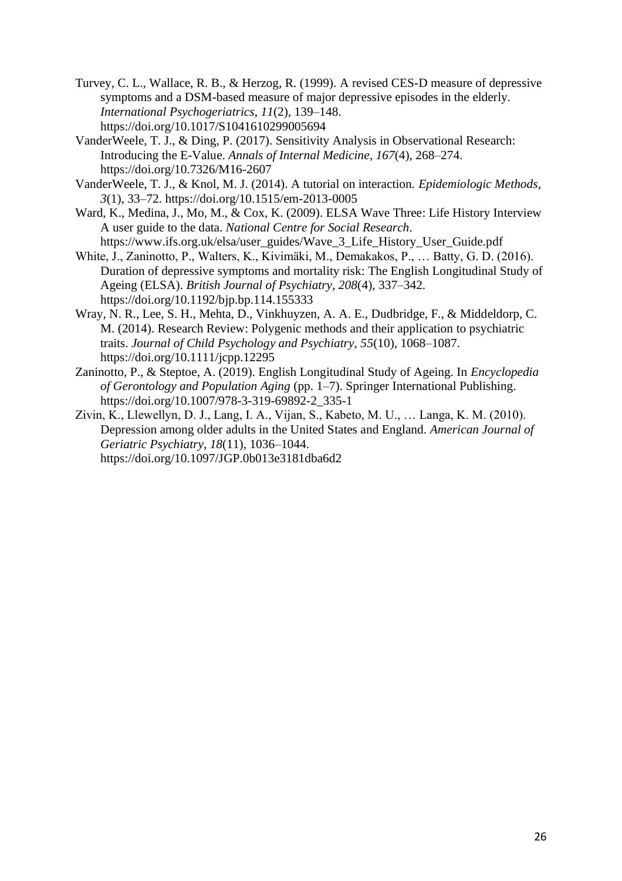Turvey, C. L., Wallace, R. B., & Herzog, R. (1999). A revised CES-D measure of depressive symptoms and a DSM-based measure of major depressive episodes in the elderly. *International Psychogeriatrics*, *11*(2), 139–148. https://doi.org/10.1017/S1041610299005694

VanderWeele, T. J., & Ding, P. (2017). Sensitivity Analysis in Observational Research: Introducing the E-Value. *Annals of Internal Medicine*, *167*(4), 268–274. https://doi.org/10.7326/M16-2607

VanderWeele, T. J., & Knol, M. J. (2014). A tutorial on interaction. *Epidemiologic Methods*, *3*(1), 33–72. https://doi.org/10.1515/em-2013-0005

Ward, K., Medina, J., Mo, M., & Cox, K. (2009). ELSA Wave Three: Life History Interview A user guide to the data. *National Centre for Social Research*. https://www.ifs.org.uk/elsa/user_guides/Wave_3_Life_History_User_Guide.pdf

White, J., Zaninotto, P., Walters, K., Kivimäki, M., Demakakos, P., … Batty, G. D. (2016). Duration of depressive symptoms and mortality risk: The English Longitudinal Study of Ageing (ELSA). *British Journal of Psychiatry*, *208*(4), 337–342. https://doi.org/10.1192/bjp.bp.114.155333

Wray, N. R., Lee, S. H., Mehta, D., Vinkhuyzen, A. A. E., Dudbridge, F., & Middeldorp, C. M. (2014). Research Review: Polygenic methods and their application to psychiatric traits. *Journal of Child Psychology and Psychiatry*, *55*(10), 1068–1087. https://doi.org/10.1111/jcpp.12295

Zaninotto, P., & Steptoe, A. (2019). English Longitudinal Study of Ageing. In *Encyclopedia of Gerontology and Population Aging* (pp. 1–7). Springer International Publishing. https://doi.org/10.1007/978-3-319-69892-2_335-1

Zivin, K., Llewellyn, D. J., Lang, I. A., Vijan, S., Kabeto, M. U., … Langa, K. M. (2010). Depression among older adults in the United States and England. *American Journal of Geriatric Psychiatry*, *18*(11), 1036–1044. https://doi.org/10.1097/JGP.0b013e3181dba6d2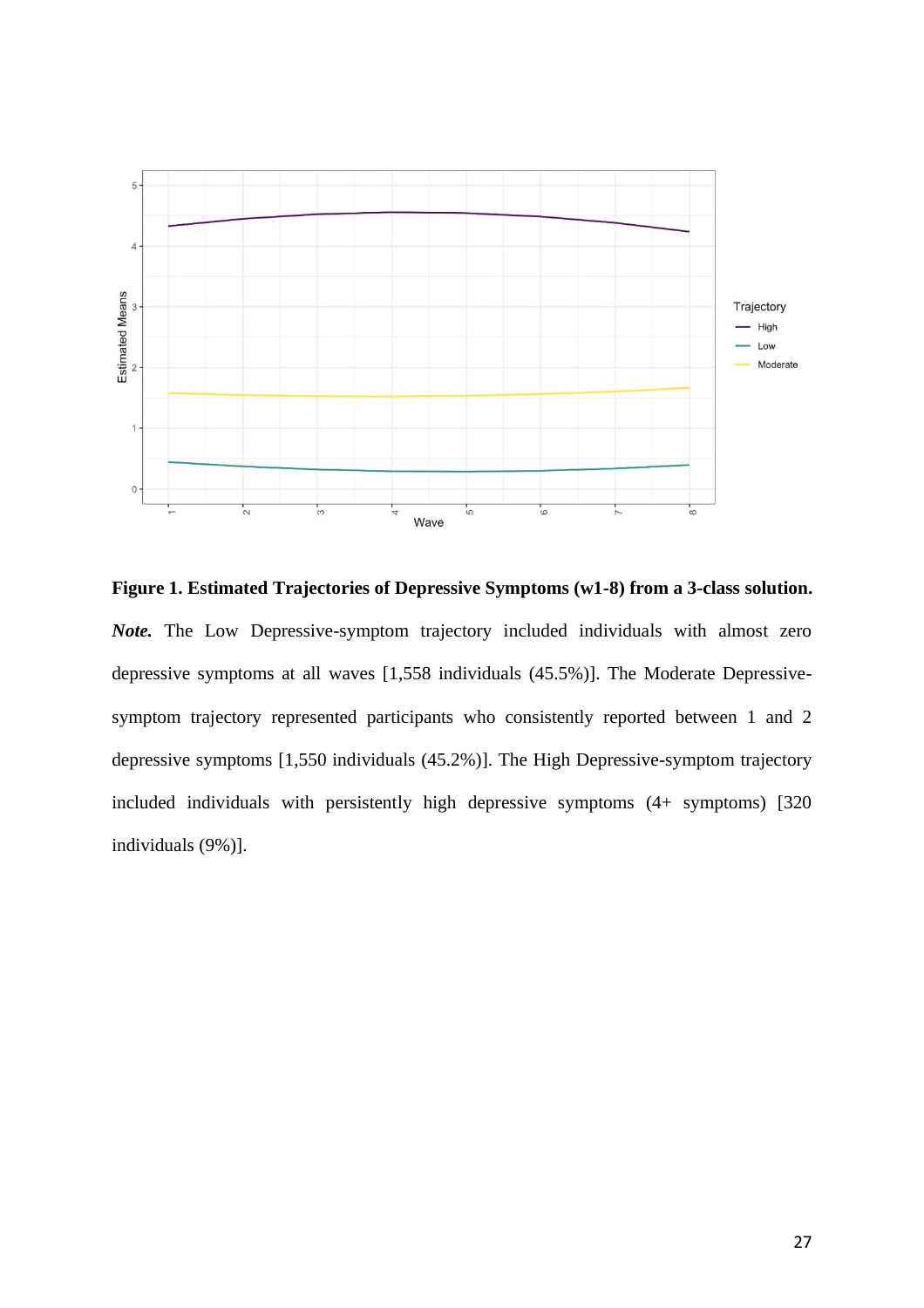**Figure 1. Estimated Trajectories of Depressive Symptoms (w1-8) from a 3-class solution.**

***Note.*** The Low Depressive-symptom trajectory included individuals with almost zero depressive symptoms at all waves [1,558 individuals (45.5%)]. The Moderate Depressive-symptom trajectory represented participants who consistently reported between 1 and 2 depressive symptoms [1,550 individuals (45.2%)]. The High Depressive-symptom trajectory included individuals with persistently high depressive symptoms (4+ symptoms) [320 individuals (9%)].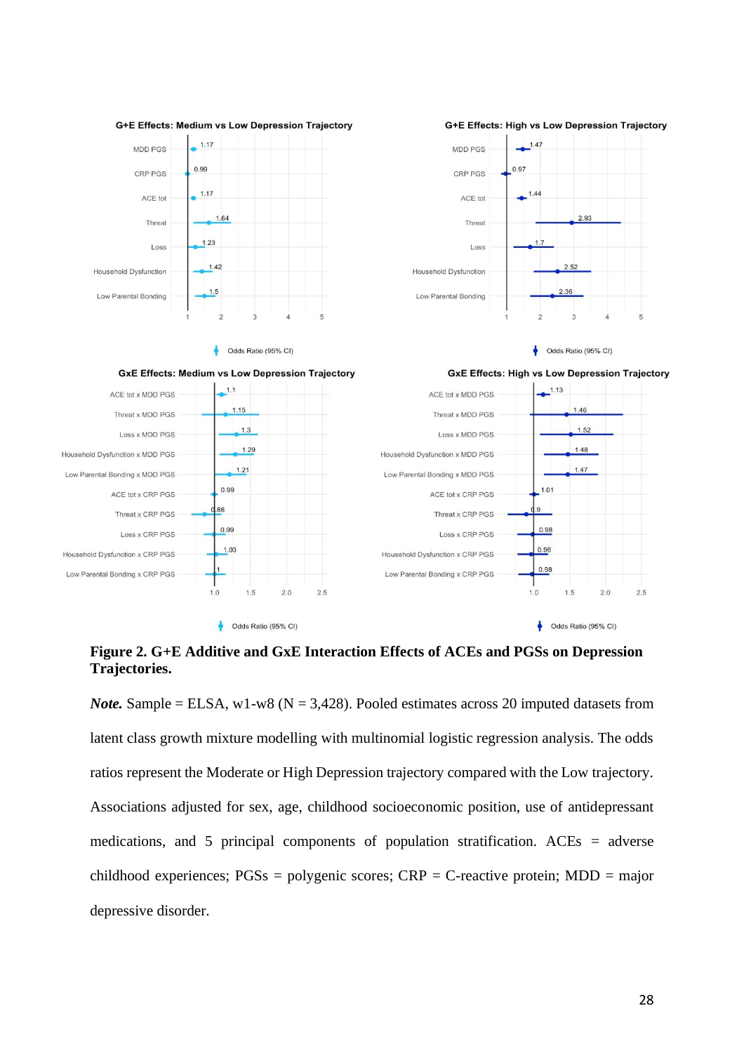**G+E Effects: Medium vs Low Depression Trajectory**

| Predictor | Odds Ratio (95% CI) |
|---|---|
| MDD PGS | 1.17 |
| CRP PGS | 0.99 |
| ACE tot | 1.17 |
| Threat | 1.64 |
| Loss | 1.23 |
| Household Dysfunction | 1.42 |
| Low Parental Bonding | 1.5 |

**G+E Effects: High vs Low Depression Trajectory**

| Predictor | Odds Ratio (95% CI) |
|---|---|
| MDD PGS | 1.47 |
| CRP PGS | 0.97 |
| ACE tot | 1.44 |
| Threat | 2.93 |
| Loss | 1.7 |
| Household Dysfunction | 2.52 |
| Low Parental Bonding | 2.36 |

**GxE Effects: Medium vs Low Depression Trajectory**

| Predictor | Odds Ratio (95% CI) |
|---|---|
| ACE tot x MDD PGS | 1.1 |
| Threat x MDD PGS | 1.15 |
| Loss x MDD PGS | 1.3 |
| Household Dysfunction x MDD PGS | 1.29 |
| Low Parental Bonding x MDD PGS | 1.21 |
| ACE tot x CRP PGS | 0.99 |
| Threat x CRP PGS | 0.86 |
| Loss x CRP PGS | 0.99 |
| Household Dysfunction x CRP PGS | 1.03 |
| Low Parental Bonding x CRP PGS | 1 |

**GxE Effects: High vs Low Depression Trajectory**

| Predictor | Odds Ratio (95% CI) |
|---|---|
| ACE tot x MDD PGS | 1.13 |
| Threat x MDD PGS | 1.46 |
| Loss x MDD PGS | 1.52 |
| Household Dysfunction x MDD PGS | 1.48 |
| Low Parental Bonding x MDD PGS | 1.47 |
| ACE tot x CRP PGS | 1.01 |
| Threat x CRP PGS | 0.9 |
| Loss x CRP PGS | 0.98 |
| Household Dysfunction x CRP PGS | 0.96 |
| Low Parental Bonding x CRP PGS | 0.98 |

**Figure 2. G+E Additive and GxE Interaction Effects of ACEs and PGSs on Depression Trajectories.**

***Note.*** Sample = ELSA, w1-w8 (N = 3,428). Pooled estimates across 20 imputed datasets from latent class growth mixture modelling with multinomial logistic regression analysis. The odds ratios represent the Moderate or High Depression trajectory compared with the Low trajectory. Associations adjusted for sex, age, childhood socioeconomic position, use of antidepressant medications, and 5 principal components of population stratification. ACEs = adverse childhood experiences; PGSs = polygenic scores; CRP = C-reactive protein; MDD = major depressive disorder.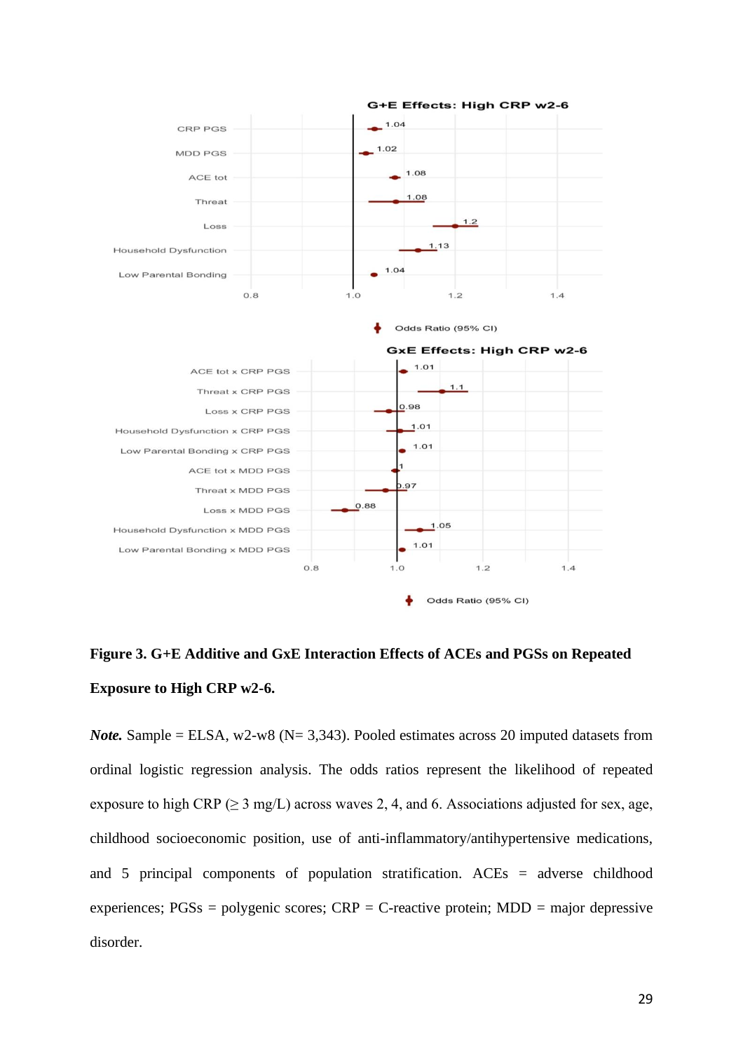**Figure 3. G+E Additive and GxE Interaction Effects of ACEs and PGSs on Repeated Exposure to High CRP w2-6.**

***Note.*** Sample = ELSA, w2-w8 (N= 3,343). Pooled estimates across 20 imputed datasets from ordinal logistic regression analysis. The odds ratios represent the likelihood of repeated exposure to high CRP (≥ 3 mg/L) across waves 2, 4, and 6. Associations adjusted for sex, age, childhood socioeconomic position, use of anti-inflammatory/antihypertensive medications, and 5 principal components of population stratification. ACEs = adverse childhood experiences; PGSs = polygenic scores; CRP = C-reactive protein; MDD = major depressive disorder.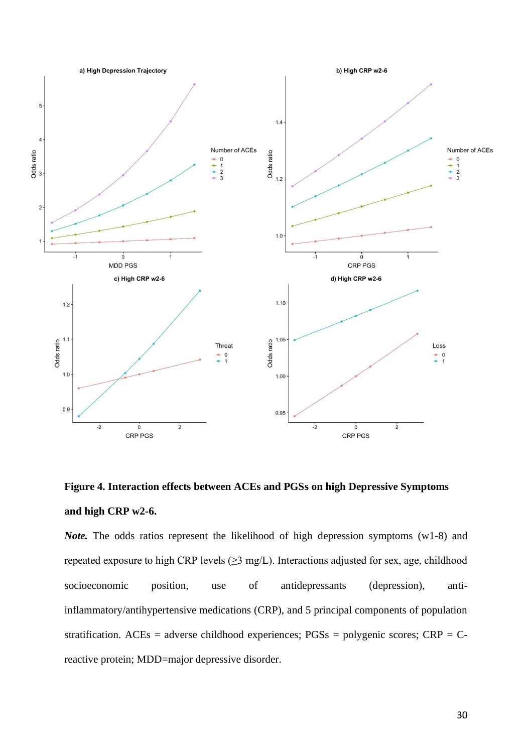a) High Depression Trajectory

Odds ratio

5
4
3
2
1

-1
0
1

MDD PGS

Number of ACEs
0
1
2
3

b) High CRP w2-6

Odds ratio

1.4
1.2
1.0

-1
0
1

CRP PGS

Number of ACEs
0
1
2
3

c) High CRP w2-6

Odds ratio

1.2
1.1
1.0
0.9

-2
0
2

CRP PGS

Threat
0
1

d) High CRP w2-6

Odds ratio

1.10
1.05
1.00
0.95

-2
0
2

CRP PGS

Loss
0
1

**Figure 4. Interaction effects between ACEs and PGSs on high Depressive Symptoms and high CRP w2-6.**

***Note.*** The odds ratios represent the likelihood of high depression symptoms (w1-8) and repeated exposure to high CRP levels (≥3 mg/L). Interactions adjusted for sex, age, childhood socioeconomic position, use of antidepressants (depression), anti-inflammatory/antihypertensive medications (CRP), and 5 principal components of population stratification. ACEs = adverse childhood experiences; PGSs = polygenic scores; CRP = C-reactive protein; MDD=major depressive disorder.